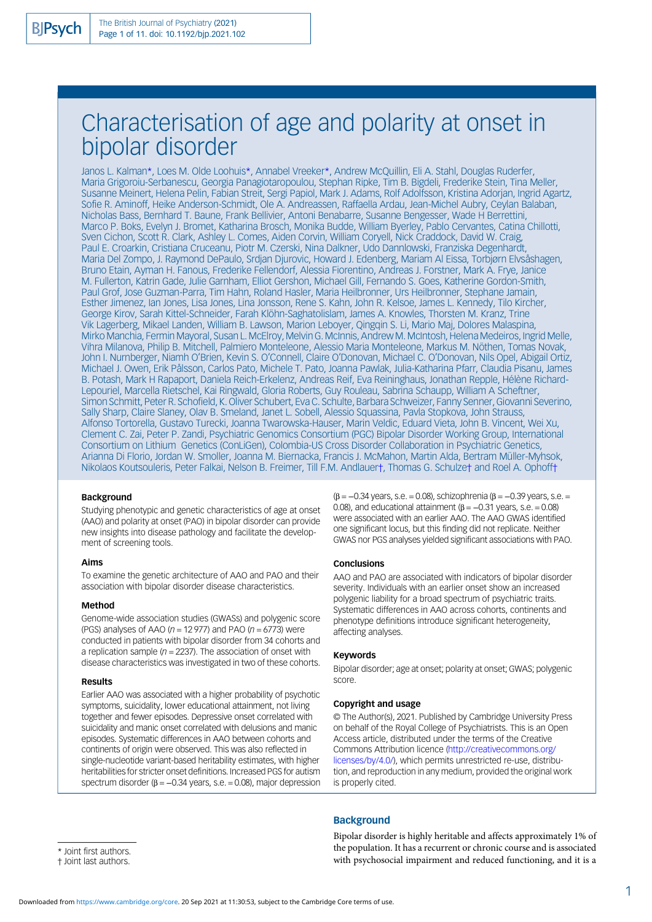# Characterisation of age and polarity at onset in bipolar disorder

Janos L. Kalman*, Loes M. Olde Loohuis*, Annabel Vreeker*, Andrew McQuillin, Eli A. Stahl, Douglas Ruderfer, Maria Grigoroiu-Serbanescu, Georgia Panagiotaropoulou, Stephan Ripke, Tim B. Bigdeli, Frederike Stein, Tina Meller, Susanne Meinert, Helena Pelin, Fabian Streit, Sergi Papiol, Mark J. Adams, Rolf Adolfsson, Kristina Adorjan, Ingrid Agartz, Sofie R. Aminoff, Heike Anderson-Schmidt, Ole A. Andreassen, Raffaella Ardau, Jean-Michel Aubry, Ceylan Balaban, Nicholas Bass, Bernhard T. Baune, Frank Bellivier, Antoni Benabarre, Susanne Bengesser, Wade H Berrettini, Marco P. Boks, Evelyn J. Bromet, Katharina Brosch, Monika Budde, William Byerley, Pablo Cervantes, Catina Chillotti, Sven Cichon, Scott R. Clark, Ashley L. Comes, Aiden Corvin, William Coryell, Nick Craddock, David W. Craig, Paul E. Croarkin, Cristiana Cruceanu, Piotr M. Czerski, Nina Dalkner, Udo Dannlowski, Franziska Degenhardt, Maria Del Zompo, J. Raymond DePaulo, Srdjan Djurovic, Howard J. Edenberg, Mariam Al Eissa, Torbjørn Elvsåshagen, Bruno Etain, Ayman H. Fanous, Frederike Fellendorf, Alessia Fiorentino, Andreas J. Forstner, Mark A. Frye, Janice M. Fullerton, Katrin Gade, Julie Garnham, Elliot Gershon, Michael Gill, Fernando S. Goes, Katherine Gordon-Smith, Paul Grof, Jose Guzman-Parra, Tim Hahn, Roland Hasler, Maria Heilbronner, Urs Heilbronner, Stephane Jamain, Esther Jimenez, Ian Jones, Lisa Jones, Lina Jonsson, Rene S. Kahn, John R. Kelsoe, James L. Kennedy, Tilo Kircher, George Kirov, Sarah Kittel-Schneider, Farah Klöhn-Saghatolislam, James A. Knowles, Thorsten M. Kranz, Trine Vik Lagerberg, Mikael Landen, William B. Lawson, Marion Leboyer, Qingqin S. Li, Mario Maj, Dolores Malaspina, Mirko Manchia, Fermin Mayoral, Susan L. McElroy, Melvin G. McInnis, Andrew M. McIntosh, Helena Medeiros, Ingrid Melle, Vihra Milanova, Philip B. Mitchell, Palmiero Monteleone, Alessio Maria Monteleone, Markus M. Nöthen, Tomas Novak, John I. Nurnberger, Niamh O'Brien, Kevin S. O'Connell, Claire O'Donovan, Michael C. O'Donovan, Nils Opel, Abigail Ortiz, Michael J. Owen, Erik Pålsson, Carlos Pato, Michele T. Pato, Joanna Pawlak, Julia-Katharina Pfarr, Claudia Pisanu, James B. Potash, Mark H Rapaport, Daniela Reich-Erkelenz, Andreas Reif, Eva Reininghaus, Jonathan Repple, Hélène Richard-Lepouriel, Marcella Rietschel, Kai Ringwald, Gloria Roberts, Guy Rouleau, Sabrina Schaupp, William A Scheftner, Simon Schmitt, Peter R. Schofield, K. Oliver Schubert, Eva C. Schulte, Barbara Schweizer, Fanny Senner, Giovanni Severino, Sally Sharp, Claire Slaney, Olav B. Smeland, Janet L. Sobell, Alessio Squassina, Pavla Stopkova, John Strauss, Alfonso Tortorella, Gustavo Turecki, Joanna Twarowska-Hauser, Marin Veldic, Eduard Vieta, John B. Vincent, Wei Xu, Clement C. Zai, Peter P. Zandi, Psychiatric Genomics Consortium (PGC) Bipolar Disorder Working Group, International Consortium on Lithium Genetics (ConLiGen), Colombia-US Cross Disorder Collaboration in Psychiatric Genetics, Arianna Di Florio, Jordan W. Smoller, Joanna M. Biernacka, Francis J. McMahon, Martin Alda, Bertram Müller-Myhsok, Nikolaos Koutsouleris, Peter Falkai, Nelson B. Freimer, Till F.M. Andlauer†, Thomas G. Schulze† and Roel A. Ophoff†

### Background

Studying phenotypic and genetic characteristics of age at onset (AAO) and polarity at onset (PAO) in bipolar disorder can provide new insights into disease pathology and facilitate the development of screening tools.

### Aims

To examine the genetic architecture of AAO and PAO and their association with bipolar disorder disease characteristics.

### Method

Genome-wide association studies (GWASs) and polygenic score (PGS) analyses of AAO ($n = 12\,977$) and PAO ($n = 6773$) were conducted in patients with bipolar disorder from 34 cohorts and a replication sample ($n = 2237$). The association of onset with disease characteristics was investigated in two of these cohorts.

### Results

Earlier AAO was associated with a higher probability of psychotic symptoms, suicidality, lower educational attainment, not living together and fewer episodes. Depressive onset correlated with suicidality and manic onset correlated with delusions and manic episodes. Systematic differences in AAO between cohorts and continents of origin were observed. This was also reflected in single-nucleotide variant-based heritability estimates, with higher heritabilities for stricter onset definitions. Increased PGS for autism spectrum disorder ($\beta = -0.34$ years, s.e. = 0.08), major depression ($\beta = -0.34$ years, s.e. = 0.08), schizophrenia ($\beta = -0.39$ years, s.e. = 0.08), and educational attainment ($\beta = -0.31$ years, s.e. = 0.08) were associated with an earlier AAO. The AAO GWAS identified one significant locus, but this finding did not replicate. Neither GWAS nor PGS analyses yielded significant associations with PAO.

### Conclusions

AAO and PAO are associated with indicators of bipolar disorder severity. Individuals with an earlier onset show an increased polygenic liability for a broad spectrum of psychiatric traits. Systematic differences in AAO across cohorts, continents and phenotype definitions introduce significant heterogeneity, affecting analyses.

### Keywords

Bipolar disorder; age at onset; polarity at onset; GWAS; polygenic score.

### Copyright and usage

© The Author(s), 2021. Published by Cambridge University Press on behalf of the Royal College of Psychiatrists. This is an Open Access article, distributed under the terms of the Creative Commons Attribution licence (http://creativecommons.org/licenses/by/4.0/), which permits unrestricted re-use, distribution, and reproduction in any medium, provided the original work is properly cited.

## Background

Bipolar disorder is highly heritable and affects approximately 1% of the population. It has a recurrent or chronic course and is associated with psychosocial impairment and reduced functioning, and it is a

\* Joint first authors.

† Joint last authors.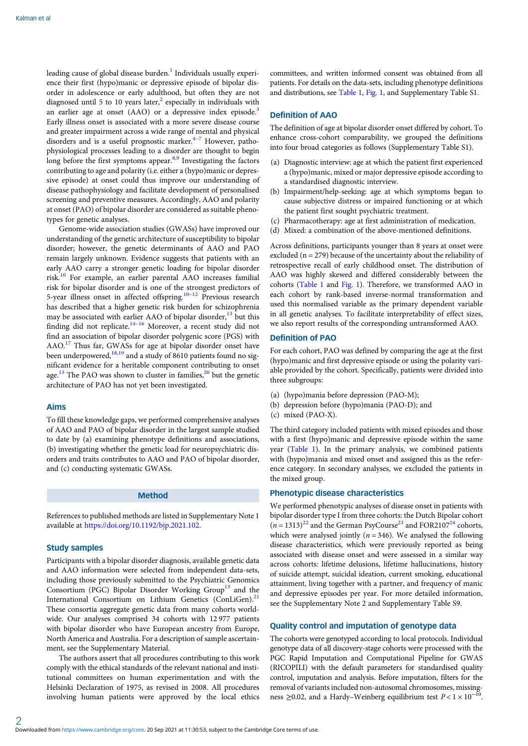leading cause of global disease burden.[1] Individuals usually experience their first (hypo)manic or depressive episode of bipolar disorder in adolescence or early adulthood, but often they are not diagnosed until 5 to 10 years later,[2] especially in individuals with an earlier age at onset (AAO) or a depressive index episode.[3] Early illness onset is associated with a more severe disease course and greater impairment across a wide range of mental and physical disorders and is a useful prognostic marker.[4–7] However, pathophysiological processes leading to a disorder are thought to begin long before the first symptoms appear.[8,9] Investigating the factors contributing to age and polarity (i.e. either a (hypo)manic or depressive episode) at onset could thus improve our understanding of disease pathophysiology and facilitate development of personalised screening and preventive measures. Accordingly, AAO and polarity at onset (PAO) of bipolar disorder are considered as suitable phenotypes for genetic analyses.

Genome-wide association studies (GWASs) have improved our understanding of the genetic architecture of susceptibility to bipolar disorder; however, the genetic determinants of AAO and PAO remain largely unknown. Evidence suggests that patients with an early AAO carry a stronger genetic loading for bipolar disorder risk.[10] For example, an earlier parental AAO increases familial risk for bipolar disorder and is one of the strongest predictors of 5-year illness onset in affected offspring.[10–12] Previous research has described that a higher genetic risk burden for schizophrenia may be associated with earlier AAO of bipolar disorder,[13] but this finding did not replicate.[14–16] Moreover, a recent study did not find an association of bipolar disorder polygenic score (PGS) with AAO.[17] Thus far, GWASs for age at bipolar disorder onset have been underpowered,[18,19] and a study of 8610 patients found no significant evidence for a heritable component contributing to onset age.[13] The PAO was shown to cluster in families,[20] but the genetic architecture of PAO has not yet been investigated.

## Aims

To fill these knowledge gaps, we performed comprehensive analyses of AAO and PAO of bipolar disorder in the largest sample studied to date by (a) examining phenotype definitions and associations, (b) investigating whether the genetic load for neuropsychiatric disorders and traits contributes to AAO and PAO of bipolar disorder, and (c) conducting systematic GWASs.

# Method

References to published methods are listed in Supplementary Note 1 available at https://doi.org/10.1192/bjp.2021.102.

## Study samples

Participants with a bipolar disorder diagnosis, available genetic data and AAO information were selected from independent data-sets, including those previously submitted to the Psychiatric Genomics Consortium (PGC) Bipolar Disorder Working Group[13] and the International Consortium on Lithium Genetics (ConLiGen).[21] These consortia aggregate genetic data from many cohorts worldwide. Our analyses comprised 34 cohorts with 12 977 patients with bipolar disorder who have European ancestry from Europe, North America and Australia. For a description of sample ascertainment, see the Supplementary Material.

The authors assert that all procedures contributing to this work comply with the ethical standards of the relevant national and institutional committees on human experimentation and with the Helsinki Declaration of 1975, as revised in 2008. All procedures involving human patients were approved by the local ethics committees, and written informed consent was obtained from all patients. For details on the data-sets, including phenotype definitions and distributions, see Table 1, Fig. 1, and Supplementary Table S1.

## Definition of AAO

The definition of age at bipolar disorder onset differed by cohort. To enhance cross-cohort comparability, we grouped the definitions into four broad categories as follows (Supplementary Table S1).

(a) Diagnostic interview: age at which the patient first experienced a (hypo)manic, mixed or major depressive episode according to a standardised diagnostic interview.
(b) Impairment/help-seeking: age at which symptoms began to cause subjective distress or impaired functioning or at which the patient first sought psychiatric treatment.
(c) Pharmacotherapy: age at first administration of medication.
(d) Mixed: a combination of the above-mentioned definitions.

Across definitions, participants younger than 8 years at onset were excluded (n = 279) because of the uncertainty about the reliability of retrospective recall of early childhood onset. The distribution of AAO was highly skewed and differed considerably between the cohorts (Table 1 and Fig. 1). Therefore, we transformed AAO in each cohort by rank-based inverse-normal transformation and used this normalised variable as the primary dependent variable in all genetic analyses. To facilitate interpretability of effect sizes, we also report results of the corresponding untransformed AAO.

## Definition of PAO

For each cohort, PAO was defined by comparing the age at the first (hypo)manic and first depressive episode or using the polarity variable provided by the cohort. Specifically, patients were divided into three subgroups:

(a) (hypo)mania before depression (PAO-M);
(b) depression before (hypo)mania (PAO-D); and
(c) mixed (PAO-X).

The third category included patients with mixed episodes and those with a first (hypo)manic and depressive episode within the same year (Table 1). In the primary analysis, we combined patients with (hypo)mania and mixed onset and assigned this as the reference category. In secondary analyses, we excluded the patients in the mixed group.

## Phenotypic disease characteristics

We performed phenotypic analyses of disease onset in patients with bipolar disorder type I from three cohorts: the Dutch Bipolar cohort ($n$ = 1313)[22] and the German PsyCourse[23] and FOR2107[24] cohorts, which were analysed jointly ($n$ = 346). We analysed the following disease characteristics, which were previously reported as being associated with disease onset and were assessed in a similar way across cohorts: lifetime delusions, lifetime hallucinations, history of suicide attempt, suicidal ideation, current smoking, educational attainment, living together with a partner, and frequency of manic and depressive episodes per year. For more detailed information, see the Supplementary Note 2 and Supplementary Table S9.

## Quality control and imputation of genotype data

The cohorts were genotyped according to local protocols. Individual genotype data of all discovery-stage cohorts were processed with the PGC Rapid Imputation and Computational Pipeline for GWAS (RICOPILI) with the default parameters for standardised quality control, imputation and analysis. Before imputation, filters for the removal of variants included non-autosomal chromosomes, missingness ≥0.02, and a Hardy–Weinberg equilibrium test $P < 1 \times 10^{-10}$.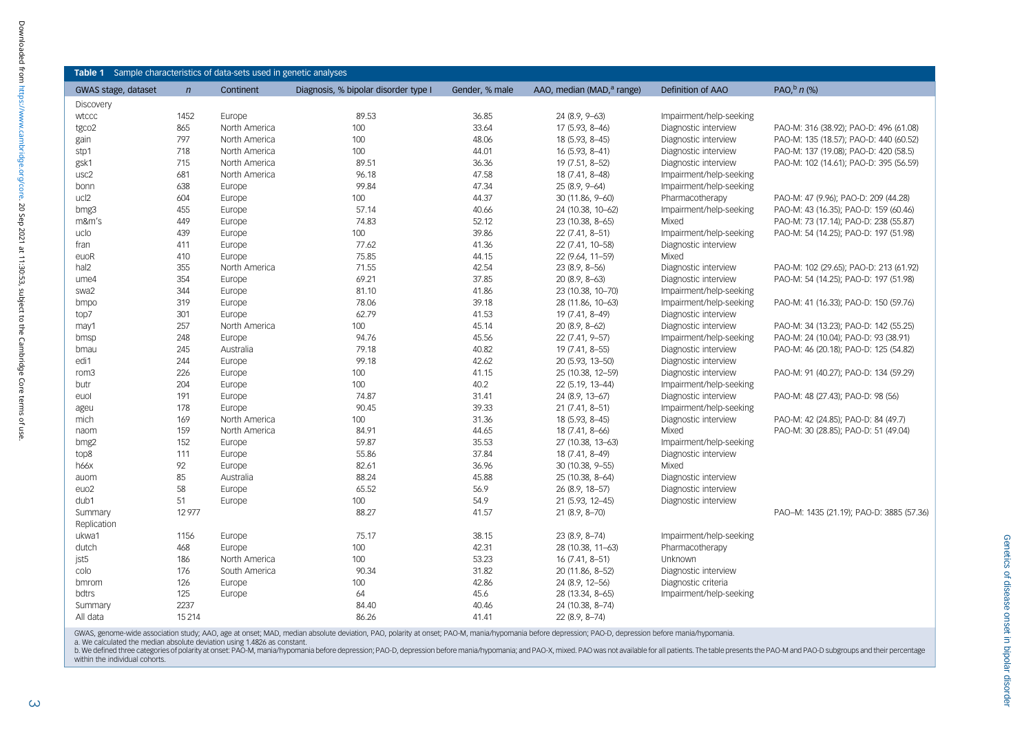**Table 1** Sample characteristics of data-sets used in genetic analyses

| GWAS stage, dataset | *n* | Continent | Diagnosis, % bipolar disorder type I | Gender, % male | AAO, median (MAD,[a] range) | Definition of AAO | PAO,[b] *n* (%) |
|---|---|---|---|---|---|---|---|
| Discovery | | | | | | | |
| wtccc | 1452 | Europe | 89.53 | 36.85 | 24 (8.9, 9–63) | Impairment/help-seeking | |
| tgco2 | 865 | North America | 100 | 33.64 | 17 (5.93, 8–46) | Diagnostic interview | PAO-M: 316 (38.92); PAO-D: 496 (61.08) |
| gain | 797 | North America | 100 | 48.06 | 18 (5.93, 8–45) | Diagnostic interview | PAO-M: 135 (18.57); PAO-D: 440 (60.52) |
| stp1 | 718 | North America | 100 | 44.01 | 16 (5.93, 8–41) | Diagnostic interview | PAO-M: 137 (19.08); PAO-D: 420 (58.5) |
| gsk1 | 715 | North America | 89.51 | 36.36 | 19 (7.51, 8–52) | Diagnostic interview | PAO-M: 102 (14.61); PAO-D: 395 (56.59) |
| usc2 | 681 | North America | 96.18 | 47.58 | 18 (7.41, 8–48) | Impairment/help-seeking | |
| bonn | 638 | Europe | 99.84 | 47.34 | 25 (8.9, 9–64) | Impairment/help-seeking | |
| ucl2 | 604 | Europe | 100 | 44.37 | 30 (11.86, 9–60) | Pharmacotherapy | PAO-M: 47 (9.96); PAO-D: 209 (44.28) |
| bmg3 | 455 | Europe | 57.14 | 40.66 | 24 (10.38, 10–62) | Impairment/help-seeking | PAO-M: 43 (16.35); PAO-D: 159 (60.46) |
| m&m's | 449 | Europe | 74.83 | 52.12 | 23 (10.38, 8–65) | Mixed | PAO-M: 73 (17.14); PAO-D: 238 (55.87) |
| uclo | 439 | Europe | 100 | 39.86 | 22 (7.41, 8–51) | Impairment/help-seeking | PAO-M: 54 (14.25); PAO-D: 197 (51.98) |
| fran | 411 | Europe | 77.62 | 41.36 | 22 (7.41, 10–58) | Diagnostic interview | |
| euoR | 410 | Europe | 75.85 | 44.15 | 22 (9.64, 11–59) | Mixed | |
| hal2 | 355 | North America | 71.55 | 42.54 | 23 (8.9, 8–56) | Diagnostic interview | PAO-M: 102 (29.65); PAO-D: 213 (61.92) |
| ume4 | 354 | Europe | 69.21 | 37.85 | 20 (8.9, 8–63) | Diagnostic interview | PAO-M: 54 (14.25); PAO-D: 197 (51.98) |
| swa2 | 344 | Europe | 81.10 | 41.86 | 23 (10.38, 10–70) | Impairment/help-seeking | |
| bmpo | 319 | Europe | 78.06 | 39.18 | 28 (11.86, 10–63) | Impairment/help-seeking | PAO-M: 41 (16.33); PAO-D: 150 (59.76) |
| top7 | 301 | Europe | 62.79 | 41.53 | 19 (7.41, 8–49) | Diagnostic interview | |
| may1 | 257 | North America | 100 | 45.14 | 20 (8.9, 8–62) | Diagnostic interview | PAO-M: 34 (13.23); PAO-D: 142 (55.25) |
| bmsp | 248 | Europe | 94.76 | 45.56 | 22 (7.41, 9–57) | Impairment/help-seeking | PAO-M: 24 (10.04); PAO-D: 93 (38.91) |
| bmau | 245 | Australia | 79.18 | 40.82 | 19 (7.41, 8–55) | Diagnostic interview | PAO-M: 46 (20.18); PAO-D: 125 (54.82) |
| edi1 | 244 | Europe | 99.18 | 42.62 | 20 (5.93, 13–50) | Diagnostic interview | |
| rom3 | 226 | Europe | 100 | 41.15 | 25 (10.38, 12–59) | Diagnostic interview | PAO-M: 91 (40.27); PAO-D: 134 (59.29) |
| butr | 204 | Europe | 100 | 40.2 | 22 (5.19, 13–44) | Impairment/help-seeking | |
| euol | 191 | Europe | 74.87 | 31.41 | 24 (8.9, 13–67) | Diagnostic interview | PAO-M: 48 (27.43); PAO-D: 98 (56) |
| ageu | 178 | Europe | 90.45 | 39.33 | 21 (7.41, 8–51) | Impairment/help-seeking | |
| mich | 169 | North America | 100 | 31.36 | 18 (5.93, 8–45) | Diagnostic interview | PAO-M: 42 (24.85); PAO-D: 84 (49.7) |
| naom | 159 | North America | 84.91 | 44.65 | 18 (7.41, 8–66) | Mixed | PAO-M: 30 (28.85); PAO-D: 51 (49.04) |
| bmg2 | 152 | Europe | 59.87 | 35.53 | 27 (10.38, 13–63) | Impairment/help-seeking | |
| top8 | 111 | Europe | 55.86 | 37.84 | 18 (7.41, 8–49) | Diagnostic interview | |
| h66x | 92 | Europe | 82.61 | 36.96 | 30 (10.38, 9–55) | Mixed | |
| auom | 85 | Australia | 88.24 | 45.88 | 25 (10.38, 8–64) | Diagnostic interview | |
| euo2 | 58 | Europe | 65.52 | 56.9 | 26 (8.9, 18–57) | Diagnostic interview | |
| dub1 | 51 | Europe | 100 | 54.9 | 21 (5.93, 12–45) | Diagnostic interview | |
| Summary | 12 977 | | 88.27 | 41.57 | 21 (8.9, 8–70) | | PAO–M: 1435 (21.19); PAO-D: 3885 (57.36) |
| Replication | | | | | | | |
| ukwa1 | 1156 | Europe | 75.17 | 38.15 | 23 (8.9, 8–74) | Impairment/help-seeking | |
| dutch | 468 | Europe | 100 | 42.31 | 28 (10.38, 11–63) | Pharmacotherapy | |
| jst5 | 186 | North America | 100 | 53.23 | 16 (7.41, 8–51) | Unknown | |
| colo | 176 | South America | 90.34 | 31.82 | 20 (11.86, 8–52) | Diagnostic interview | |
| bmrom | 126 | Europe | 100 | 42.86 | 24 (8.9, 12–56) | Diagnostic criteria | |
| bdtrs | 125 | Europe | 64 | 45.6 | 28 (13.34, 8–65) | Impairment/help-seeking | |
| Summary | 2237 | | 84.40 | 40.46 | 24 (10.38, 8–74) | | |
| All data | 15 214 | | 86.26 | 41.41 | 22 (8.9, 8–74) | | |

GWAS, genome-wide association study; AAO, age at onset; MAD, median absolute deviation, PAO, polarity at onset; PAO-M, mania/hypomania before depression; PAO-D, depression before mania/hypomania.
a. We calculated the median absolute deviation using 1.4826 as constant.
b. We defined three categories of polarity at onset: PAO-M, mania/hypomania before depression; PAO-D, depression before mania/hypomania; and PAO-X, mixed. PAO was not available for all patients. The table presents the PAO-M and PAO-D subgroups and their percentage within the individual cohorts.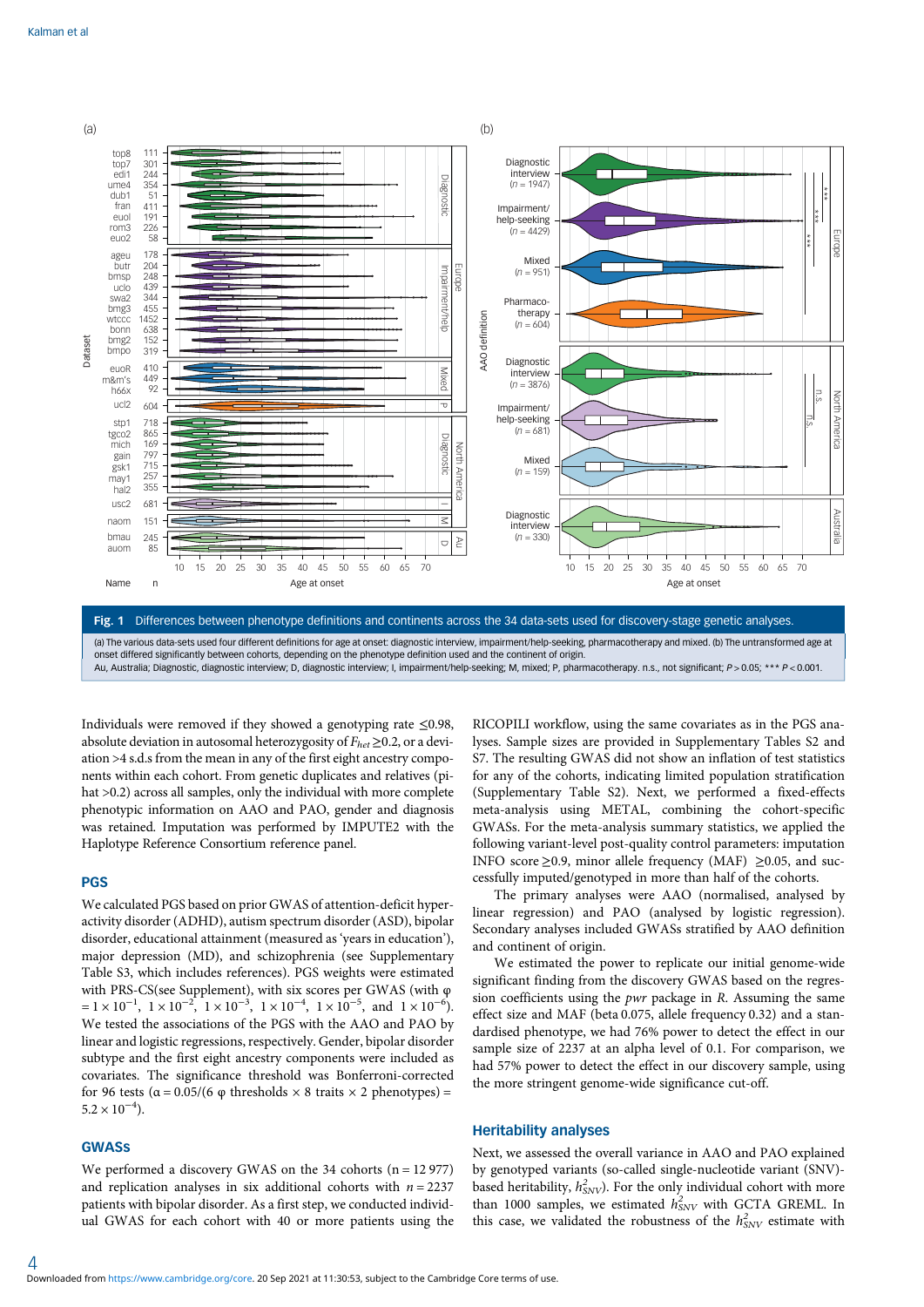**Fig. 1** Differences between phenotype definitions and continents across the 34 data-sets used for discovery-stage genetic analyses.

(a) The various data-sets used four different definitions for age at onset: diagnostic interview, impairment/help-seeking, pharmacotherapy and mixed. (b) The untransformed age at onset differed significantly between cohorts, depending on the phenotype definition used and the continent of origin.
Au, Australia; Diagnostic, diagnostic interview; D, diagnostic interview; I, impairment/help-seeking; M, mixed; P, pharmacotherapy. n.s., not significant; $P > 0.05$; *** $P < 0.001$.

Individuals were removed if they showed a genotyping rate ≤0.98, absolute deviation in autosomal heterozygosity of $F_{het}$ ≥0.2, or a deviation >4 s.d.s from the mean in any of the first eight ancestry components within each cohort. From genetic duplicates and relatives (pi-hat >0.2) across all samples, only the individual with more complete phenotypic information on AAO and PAO, gender and diagnosis was retained. Imputation was performed by IMPUTE2 with the Haplotype Reference Consortium reference panel.

## PGS

We calculated PGS based on prior GWAS of attention-deficit hyperactivity disorder (ADHD), autism spectrum disorder (ASD), bipolar disorder, educational attainment (measured as 'years in education'), major depression (MD), and schizophrenia (see Supplementary Table S3, which includes references). PGS weights were estimated with PRS-CS(see Supplement), with six scores per GWAS (with φ $= 1 \times 10^{-1}$, $1 \times 10^{-2}$, $1 \times 10^{-3}$, $1 \times 10^{-4}$, $1 \times 10^{-5}$, and $1 \times 10^{-6}$). We tested the associations of the PGS with the AAO and PAO by linear and logistic regressions, respectively. Gender, bipolar disorder subtype and the first eight ancestry components were included as covariates. The significance threshold was Bonferroni-corrected for 96 tests ($\alpha = 0.05/(6$ φ thresholds × 8 traits × 2 phenotypes) = $5.2 \times 10^{-4}$).

## GWASs

We performed a discovery GWAS on the 34 cohorts (n = 12 977) and replication analyses in six additional cohorts with $n = 2237$ patients with bipolar disorder. As a first step, we conducted individual GWAS for each cohort with 40 or more patients using the RICOPILI workflow, using the same covariates as in the PGS analyses. Sample sizes are provided in Supplementary Tables S2 and S7. The resulting GWAS did not show an inflation of test statistics for any of the cohorts, indicating limited population stratification (Supplementary Table S2). Next, we performed a fixed-effects meta-analysis using METAL, combining the cohort-specific GWASs. For the meta-analysis summary statistics, we applied the following variant-level post-quality control parameters: imputation INFO score ≥0.9, minor allele frequency (MAF) ≥0.05, and successfully imputed/genotyped in more than half of the cohorts.

The primary analyses were AAO (normalised, analysed by linear regression) and PAO (analysed by logistic regression). Secondary analyses included GWASs stratified by AAO definition and continent of origin.

We estimated the power to replicate our initial genome-wide significant finding from the discovery GWAS based on the regression coefficients using the *pwr* package in R. Assuming the same effect size and MAF (beta 0.075, allele frequency 0.32) and a standardised phenotype, we had 76% power to detect the effect in our sample size of 2237 at an alpha level of 0.1. For comparison, we had 57% power to detect the effect in our discovery sample, using the more stringent genome-wide significance cut-off.

## Heritability analyses

Next, we assessed the overall variance in AAO and PAO explained by genotyped variants (so-called single-nucleotide variant (SNV)-based heritability, $h^2_{SNV}$). For the only individual cohort with more than 1000 samples, we estimated $h^2_{SNV}$ with GCTA GREML. In this case, we validated the robustness of the $h^2_{SNV}$ estimate with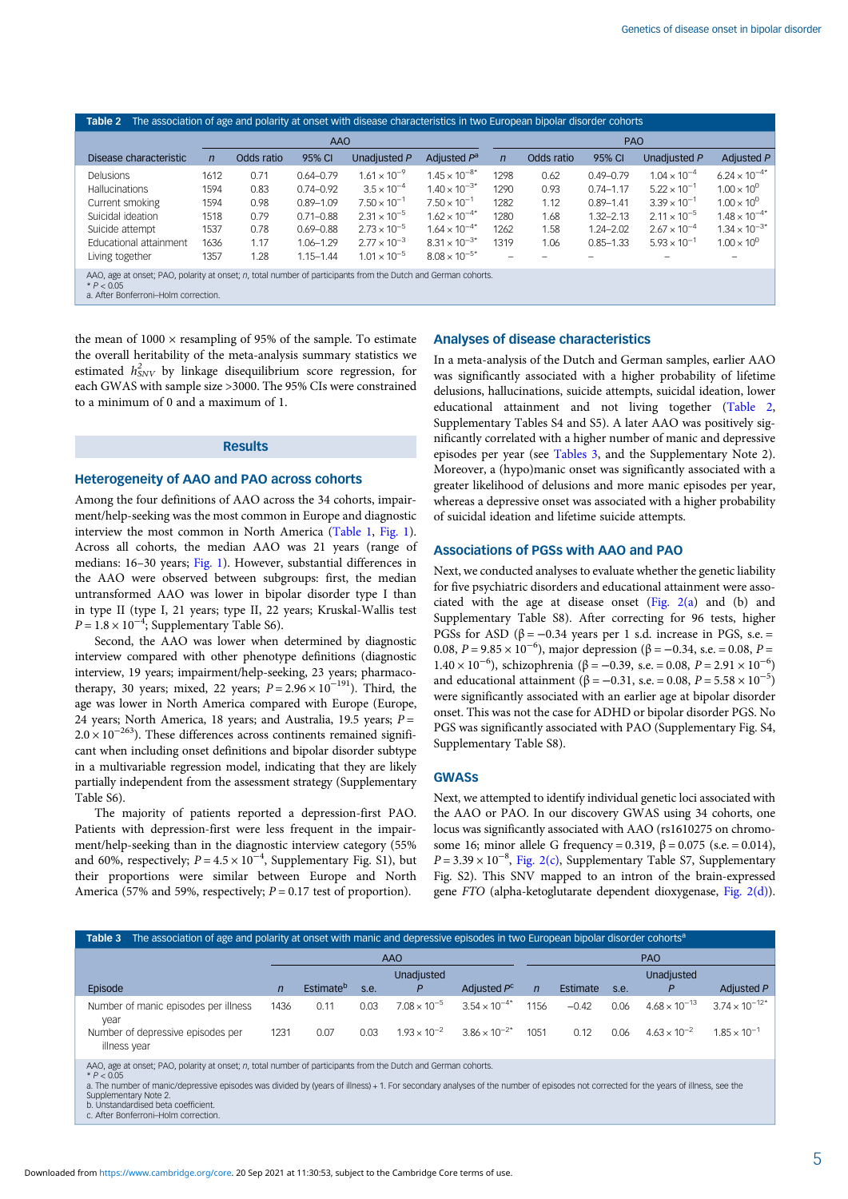**Table 2** The association of age and polarity at onset with disease characteristics in two European bipolar disorder cohorts

| | AAO | | | | | PAO | | | | |
|---|---|---|---|---|---|---|---|---|---|---|
| Disease characteristic | $n$ | Odds ratio | 95% CI | Unadjusted $P$ | Adjusted $P$[a] | $n$ | Odds ratio | 95% CI | Unadjusted $P$ | Adjusted $P$ |
| Delusions | 1612 | 0.71 | 0.64–0.79 | $1.61 \times 10^{-9}$ | $1.45 \times 10^{-8}$* | 1298 | 0.62 | 0.49–0.79 | $1.04 \times 10^{-4}$ | $6.24 \times 10^{-4}$* |
| Hallucinations | 1594 | 0.83 | 0.74–0.92 | $3.5 \times 10^{-4}$ | $1.40 \times 10^{-3}$* | 1290 | 0.93 | 0.74–1.17 | $5.22 \times 10^{-1}$ | $1.00 \times 10^{0}$ |
| Current smoking | 1594 | 0.98 | 0.89–1.09 | $7.50 \times 10^{-1}$ | $7.50 \times 10^{-1}$ | 1282 | 1.12 | 0.89–1.41 | $3.39 \times 10^{-1}$ | $1.00 \times 10^{0}$ |
| Suicidal ideation | 1518 | 0.79 | 0.71–0.88 | $2.31 \times 10^{-5}$ | $1.62 \times 10^{-4}$* | 1280 | 1.68 | 1.32–2.13 | $2.11 \times 10^{-5}$ | $1.48 \times 10^{-4}$* |
| Suicide attempt | 1537 | 0.78 | 0.69–0.88 | $2.73 \times 10^{-5}$ | $1.64 \times 10^{-4}$* | 1262 | 1.58 | 1.24–2.02 | $2.67 \times 10^{-4}$ | $1.34 \times 10^{-3}$* |
| Educational attainment | 1636 | 1.17 | 1.06–1.29 | $2.77 \times 10^{-3}$ | $8.31 \times 10^{-3}$* | 1319 | 1.06 | 0.85–1.33 | $5.93 \times 10^{-1}$ | $1.00 \times 10^{0}$ |
| Living together | 1357 | 1.28 | 1.15–1.44 | $1.01 \times 10^{-5}$ | $8.08 \times 10^{-5}$* | – | – | – | – | – |

AAO, age at onset; PAO, polarity at onset; $n$, total number of participants from the Dutch and German cohorts.
* $P < 0.05$
a. After Bonferroni–Holm correction.

the mean of 1000 × resampling of 95% of the sample. To estimate the overall heritability of the meta-analysis summary statistics we estimated $h^2_{SNV}$ by linkage disequilibrium score regression, for each GWAS with sample size >3000. The 95% CIs were constrained to a minimum of 0 and a maximum of 1.

## Results

### Heterogeneity of AAO and PAO across cohorts

Among the four definitions of AAO across the 34 cohorts, impairment/help-seeking was the most common in Europe and diagnostic interview the most common in North America (Table 1, Fig. 1). Across all cohorts, the median AAO was 21 years (range of medians: 16–30 years; Fig. 1). However, substantial differences in the AAO were observed between subgroups: first, the median untransformed AAO was lower in bipolar disorder type I than in type II (type I, 21 years; type II, 22 years; Kruskal-Wallis test $P = 1.8 \times 10^{-4}$; Supplementary Table S6).

Second, the AAO was lower when determined by diagnostic interview compared with other phenotype definitions (diagnostic interview, 19 years; impairment/help-seeking, 23 years; pharmacotherapy, 30 years; mixed, 22 years; $P = 2.96 \times 10^{-191}$). Third, the age was lower in North America compared with Europe (Europe, 24 years; North America, 18 years; and Australia, 19.5 years; $P = 2.0 \times 10^{-263}$). These differences across continents remained significant when including onset definitions and bipolar disorder subtype in a multivariable regression model, indicating that they are likely partially independent from the assessment strategy (Supplementary Table S6).

The majority of patients reported a depression-first PAO. Patients with depression-first were less frequent in the impairment/help-seeking than in the diagnostic interview category (55% and 60%, respectively; $P = 4.5 \times 10^{-4}$, Supplementary Fig. S1), but their proportions were similar between Europe and North America (57% and 59%, respectively; $P = 0.17$ test of proportion).

### Analyses of disease characteristics

In a meta-analysis of the Dutch and German samples, earlier AAO was significantly associated with a higher probability of lifetime delusions, hallucinations, suicide attempts, suicidal ideation, lower educational attainment and not living together (Table 2, Supplementary Tables S4 and S5). A later AAO was positively significantly correlated with a higher number of manic and depressive episodes per year (see Tables 3, and the Supplementary Note 2). Moreover, a (hypo)manic onset was significantly associated with a greater likelihood of delusions and more manic episodes per year, whereas a depressive onset was associated with a higher probability of suicidal ideation and lifetime suicide attempts.

### Associations of PGSs with AAO and PAO

Next, we conducted analyses to evaluate whether the genetic liability for five psychiatric disorders and educational attainment were associated with the age at disease onset (Fig. 2(a) and (b) and Supplementary Table S8). After correcting for 96 tests, higher PGSs for ASD (β = −0.34 years per 1 s.d. increase in PGS, s.e. = 0.08, $P = 9.85 \times 10^{-6}$), major depression (β = −0.34, s.e. = 0.08, $P = 1.40 \times 10^{-6}$), schizophrenia (β = −0.39, s.e. = 0.08, $P = 2.91 \times 10^{-6}$) and educational attainment (β = −0.31, s.e. = 0.08, $P = 5.58 \times 10^{-5}$) were significantly associated with an earlier age at bipolar disorder onset. This was not the case for ADHD or bipolar disorder PGS. No PGS was significantly associated with PAO (Supplementary Fig. S4, Supplementary Table S8).

### GWASs

Next, we attempted to identify individual genetic loci associated with the AAO or PAO. In our discovery GWAS using 34 cohorts, one locus was significantly associated with AAO (rs1610275 on chromosome 16; minor allele G frequency = 0.319, β = 0.075 (s.e. = 0.014), $P = 3.39 \times 10^{-8}$, Fig. 2(c), Supplementary Table S7, Supplementary Fig. S2). This SNV mapped to an intron of the brain-expressed gene *FTO* (alpha-ketoglutarate dependent dioxygenase, Fig. 2(d)).

**Table 3** The association of age and polarity at onset with manic and depressive episodes in two European bipolar disorder cohorts[a]

| | AAO | | | | | PAO | | | | |
|---|---|---|---|---|---|---|---|---|---|---|
| Episode | $n$ | Estimate[b] | s.e. | Unadjusted $P$ | Adjusted $P$[c] | $n$ | Estimate | s.e. | Unadjusted $P$ | Adjusted $P$ |
| Number of manic episodes per illness year | 1436 | 0.11 | 0.03 | $7.08 \times 10^{-5}$ | $3.54 \times 10^{-4}$* | 1156 | −0.42 | 0.06 | $4.68 \times 10^{-13}$ | $3.74 \times 10^{-12}$* |
| Number of depressive episodes per illness year | 1231 | 0.07 | 0.03 | $1.93 \times 10^{-2}$ | $3.86 \times 10^{-2}$* | 1051 | 0.12 | 0.06 | $4.63 \times 10^{-2}$ | $1.85 \times 10^{-1}$ |

AAO, age at onset; PAO, polarity at onset; $n$, total number of participants from the Dutch and German cohorts.
* $P < 0.05$
a. The number of manic/depressive episodes was divided by (years of illness) + 1. For secondary analyses of the number of episodes not corrected for the years of illness, see the Supplementary Note 2.
b. Unstandardised beta coefficient.
c. After Bonferroni–Holm correction.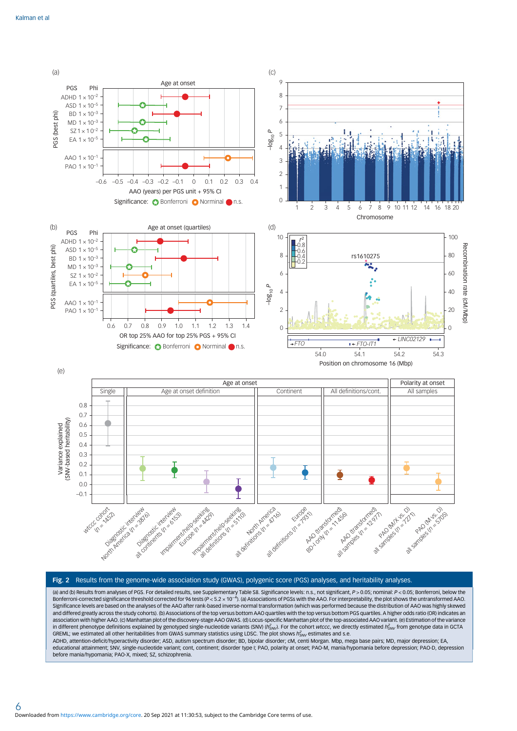**Fig. 2** Results from the genome-wide association study (GWAS), polygenic score (PGS) analyses, and heritability analyses.

(a) and (b) Results from analyses of PGS. For detailed results, see Supplementary Table S8. Significance levels: n.s., not significant, $P > 0.05$; nominal: $P < 0.05$; Bonferroni, below the Bonferroni-corrected significance threshold corrected for 96 tests ($P < 5.2 \times 10^{-4}$). (a) Associations of PGSs with the AAO. For interpretability, the plot shows the untransformed AAO. Significance levels are based on the analyses of the AAO after rank-based inverse-normal transformation (which was performed because the distribution of AAO was highly skewed and differed greatly across the study cohorts). (b) Associations of the top versus bottom AAO quartiles with the top versus bottom PGS quartiles. A higher odds ratio (OR) indicates an association with higher AAO. (c) Manhattan plot of the discovery-stage AAO GWAS. (d) Locus-specific Manhattan plot of the top-associated AAO variant. (e) Estimation of the variance in different phenotype definitions explained by genotyped single-nucleotide variants (SNV) ($h^2_{SNV}$). For the cohort *wtccc*, we directly estimated $h^2_{SNV}$ from genotype data in GCTA GREML; we estimated all other heritabilities from GWAS summary statistics using LDSC. The plot shows $h^2_{SNV}$ estimates and s.e.

ADHD, attention-deficit/hyperactivity disorder; ASD, autism spectrum disorder; BD, bipolar disorder; cM, centi Morgan. Mbp, mega base pairs; MD, major depression; EA, educational attainment; SNV, single-nucleotide variant; cont, continent; disorder type I; PAO, polarity at onset; PAO-M, mania/hypomania before depression; PAO-D, depression before mania/hypomania; PAO-X, mixed; SZ, schizophrenia.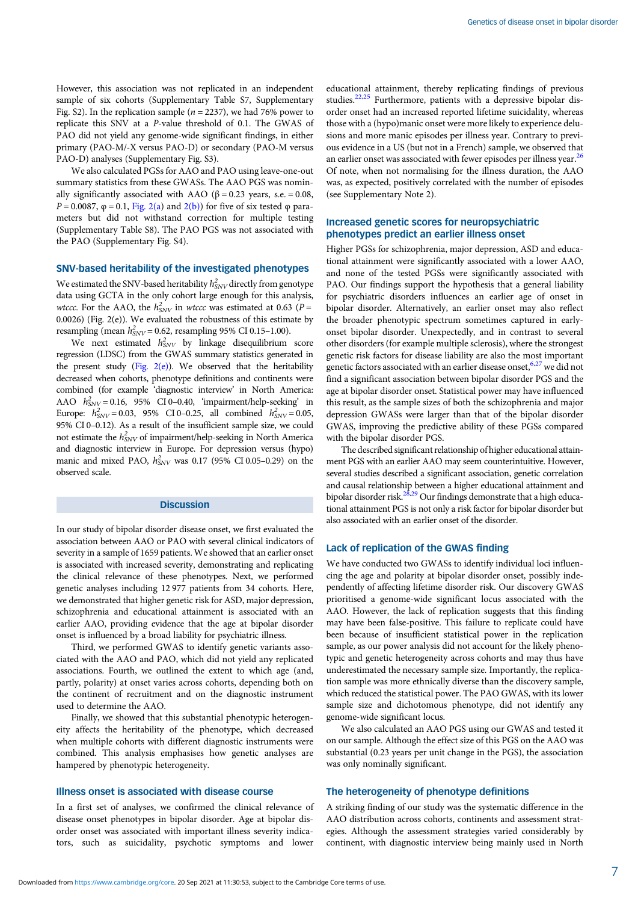However, this association was not replicated in an independent sample of six cohorts (Supplementary Table S7, Supplementary Fig. S2). In the replication sample ($n = 2237$), we had 76% power to replicate this SNV at a $P$-value threshold of 0.1. The GWAS of PAO did not yield any genome-wide significant findings, in either primary (PAO-M/-X versus PAO-D) or secondary (PAO-M versus PAO-D) analyses (Supplementary Fig. S3).

We also calculated PGSs for AAO and PAO using leave-one-out summary statistics from these GWASs. The AAO PGS was nominally significantly associated with AAO ($\beta = 0.23$ years, s.e. = 0.08, $P = 0.0087$, $\varphi = 0.1$, Fig. 2(a) and 2(b)) for five of six tested $\varphi$ parameters but did not withstand correction for multiple testing (Supplementary Table S8). The PAO PGS was not associated with the PAO (Supplementary Fig. S4).

### SNV-based heritability of the investigated phenotypes

We estimated the SNV-based heritability $h^2_{SNV}$ directly from genotype data using GCTA in the only cohort large enough for this analysis, *wtccc*. For the AAO, the $h^2_{SNV}$ in *wtccc* was estimated at 0.63 ($P = 0.0026$) (Fig. 2(e)). We evaluated the robustness of this estimate by resampling (mean $h^2_{SNV} = 0.62$, resampling 95% CI 0.15–1.00).

We next estimated $h^2_{SNV}$ by linkage disequilibrium score regression (LDSC) from the GWAS summary statistics generated in the present study (Fig. 2(e)). We observed that the heritability decreased when cohorts, phenotype definitions and continents were combined (for example 'diagnostic interview' in North America: AAO $h^2_{SNV} = 0.16$, 95% CI 0–0.40, 'impairment/help-seeking' in Europe: $h^2_{SNV} = 0.03$, 95% CI 0–0.25, all combined $h^2_{SNV} = 0.05$, 95% CI 0–0.12). As a result of the insufficient sample size, we could not estimate the $h^2_{SNV}$ of impairment/help-seeking in North America and diagnostic interview in Europe. For depression versus (hypo) manic and mixed PAO, $h^2_{SNV}$ was 0.17 (95% CI 0.05–0.29) on the observed scale.

## Discussion

In our study of bipolar disorder disease onset, we first evaluated the association between AAO or PAO with several clinical indicators of severity in a sample of 1659 patients. We showed that an earlier onset is associated with increased severity, demonstrating and replicating the clinical relevance of these phenotypes. Next, we performed genetic analyses including 12 977 patients from 34 cohorts. Here, we demonstrated that higher genetic risk for ASD, major depression, schizophrenia and educational attainment is associated with an earlier AAO, providing evidence that the age at bipolar disorder onset is influenced by a broad liability for psychiatric illness.

Third, we performed GWAS to identify genetic variants associated with the AAO and PAO, which did not yield any replicated associations. Fourth, we outlined the extent to which age (and, partly, polarity) at onset varies across cohorts, depending both on the continent of recruitment and on the diagnostic instrument used to determine the AAO.

Finally, we showed that this substantial phenotypic heterogeneity affects the heritability of the phenotype, which decreased when multiple cohorts with different diagnostic instruments were combined. This analysis emphasises how genetic analyses are hampered by phenotypic heterogeneity.

### Illness onset is associated with disease course

In a first set of analyses, we confirmed the clinical relevance of disease onset phenotypes in bipolar disorder. Age at bipolar disorder onset was associated with important illness severity indicators, such as suicidality, psychotic symptoms and lower educational attainment, thereby replicating findings of previous studies.[22,25] Furthermore, patients with a depressive bipolar disorder onset had an increased reported lifetime suicidality, whereas those with a (hypo)manic onset were more likely to experience delusions and more manic episodes per illness year. Contrary to previous evidence in a US (but not in a French) sample, we observed that an earlier onset was associated with fewer episodes per illness year.[26] Of note, when not normalising for the illness duration, the AAO was, as expected, positively correlated with the number of episodes (see Supplementary Note 2).

### Increased genetic scores for neuropsychiatric phenotypes predict an earlier illness onset

Higher PGSs for schizophrenia, major depression, ASD and educational attainment were significantly associated with a lower AAO, and none of the tested PGSs were significantly associated with PAO. Our findings support the hypothesis that a general liability for psychiatric disorders influences an earlier age of onset in bipolar disorder. Alternatively, an earlier onset may also reflect the broader phenotypic spectrum sometimes captured in early-onset bipolar disorder. Unexpectedly, and in contrast to several other disorders (for example multiple sclerosis), where the strongest genetic risk factors for disease liability are also the most important genetic factors associated with an earlier disease onset,[6,27] we did not find a significant association between bipolar disorder PGS and the age at bipolar disorder onset. Statistical power may have influenced this result, as the sample sizes of both the schizophrenia and major depression GWASs were larger than that of the bipolar disorder GWAS, improving the predictive ability of these PGSs compared with the bipolar disorder PGS.

The described significant relationship of higher educational attainment PGS with an earlier AAO may seem counterintuitive. However, several studies described a significant association, genetic correlation and causal relationship between a higher educational attainment and bipolar disorder risk.[28,29] Our findings demonstrate that a high educational attainment PGS is not only a risk factor for bipolar disorder but also associated with an earlier onset of the disorder.

### Lack of replication of the GWAS finding

We have conducted two GWASs to identify individual loci influencing the age and polarity at bipolar disorder onset, possibly independently of affecting lifetime disorder risk. Our discovery GWAS prioritised a genome-wide significant locus associated with the AAO. However, the lack of replication suggests that this finding may have been false-positive. This failure to replicate could have been because of insufficient statistical power in the replication sample, as our power analysis did not account for the likely phenotypic and genetic heterogeneity across cohorts and may thus have underestimated the necessary sample size. Importantly, the replication sample was more ethnically diverse than the discovery sample, which reduced the statistical power. The PAO GWAS, with its lower sample size and dichotomous phenotype, did not identify any genome-wide significant locus.

We also calculated an AAO PGS using our GWAS and tested it on our sample. Although the effect size of this PGS on the AAO was substantial (0.23 years per unit change in the PGS), the association was only nominally significant.

### The heterogeneity of phenotype definitions

A striking finding of our study was the systematic difference in the AAO distribution across cohorts, continents and assessment strategies. Although the assessment strategies varied considerably by continent, with diagnostic interview being mainly used in North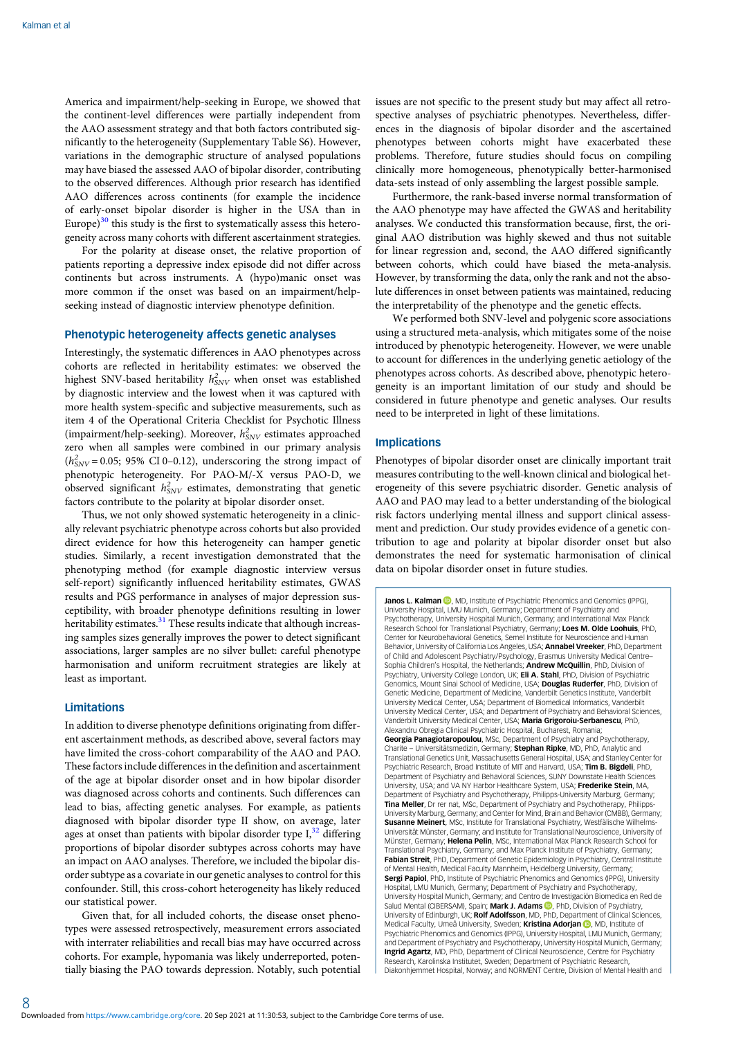America and impairment/help-seeking in Europe, we showed that the continent-level differences were partially independent from the AAO assessment strategy and that both factors contributed significantly to the heterogeneity (Supplementary Table S6). However, variations in the demographic structure of analysed populations may have biased the assessed AAO of bipolar disorder, contributing to the observed differences. Although prior research has identified AAO differences across continents (for example the incidence of early-onset bipolar disorder is higher in the USA than in Europe)[30] this study is the first to systematically assess this heterogeneity across many cohorts with different ascertainment strategies.

For the polarity at disease onset, the relative proportion of patients reporting a depressive index episode did not differ across continents but across instruments. A (hypo)manic onset was more common if the onset was based on an impairment/help-seeking instead of diagnostic interview phenotype definition.

## Phenotypic heterogeneity affects genetic analyses

Interestingly, the systematic differences in AAO phenotypes across cohorts are reflected in heritability estimates: we observed the highest SNV-based heritability $h^2_{SNV}$ when onset was established by diagnostic interview and the lowest when it was captured with more health system-specific and subjective measurements, such as item 4 of the Operational Criteria Checklist for Psychotic Illness (impairment/help-seeking). Moreover, $h^2_{SNV}$ estimates approached zero when all samples were combined in our primary analysis ($h^2_{SNV} = 0.05$; 95% CI 0–0.12), underscoring the strong impact of phenotypic heterogeneity. For PAO-M/-X versus PAO-D, we observed significant $h^2_{SNV}$ estimates, demonstrating that genetic factors contribute to the polarity at bipolar disorder onset.

Thus, we not only showed systematic heterogeneity in a clinically relevant psychiatric phenotype across cohorts but also provided direct evidence for how this heterogeneity can hamper genetic studies. Similarly, a recent investigation demonstrated that the phenotyping method (for example diagnostic interview versus self-report) significantly influenced heritability estimates, GWAS results and PGS performance in analyses of major depression susceptibility, with broader phenotype definitions resulting in lower heritability estimates.[31] These results indicate that although increasing samples sizes generally improves the power to detect significant associations, larger samples are no silver bullet: careful phenotype harmonisation and uniform recruitment strategies are likely at least as important.

## Limitations

In addition to diverse phenotype definitions originating from different ascertainment methods, as described above, several factors may have limited the cross-cohort comparability of the AAO and PAO. These factors include differences in the definition and ascertainment of the age at bipolar disorder onset and in how bipolar disorder was diagnosed across cohorts and continents. Such differences can lead to bias, affecting genetic analyses. For example, as patients diagnosed with bipolar disorder type II show, on average, later ages at onset than patients with bipolar disorder type I,[32] differing proportions of bipolar disorder subtypes across cohorts may have an impact on AAO analyses. Therefore, we included the bipolar disorder subtype as a covariate in our genetic analyses to control for this confounder. Still, this cross-cohort heterogeneity has likely reduced our statistical power.

Given that, for all included cohorts, the disease onset phenotypes were assessed retrospectively, measurement errors associated with interrater reliabilities and recall bias may have occurred across cohorts. For example, hypomania was likely underreported, potentially biasing the PAO towards depression. Notably, such potential issues are not specific to the present study but may affect all retrospective analyses of psychiatric phenotypes. Nevertheless, differences in the diagnosis of bipolar disorder and the ascertained phenotypes between cohorts might have exacerbated these problems. Therefore, future studies should focus on compiling clinically more homogeneous, phenotypically better-harmonised data-sets instead of only assembling the largest possible sample.

Furthermore, the rank-based inverse normal transformation of the AAO phenotype may have affected the GWAS and heritability analyses. We conducted this transformation because, first, the original AAO distribution was highly skewed and thus not suitable for linear regression and, second, the AAO differed significantly between cohorts, which could have biased the meta-analysis. However, by transforming the data, only the rank and not the absolute differences in onset between patients was maintained, reducing the interpretability of the phenotype and the genetic effects.

We performed both SNV-level and polygenic score associations using a structured meta-analysis, which mitigates some of the noise introduced by phenotypic heterogeneity. However, we were unable to account for differences in the underlying genetic aetiology of the phenotypes across cohorts. As described above, phenotypic heterogeneity is an important limitation of our study and should be considered in future phenotype and genetic analyses. Our results need to be interpreted in light of these limitations.

## Implications

Phenotypes of bipolar disorder onset are clinically important trait measures contributing to the well-known clinical and biological heterogeneity of this severe psychiatric disorder. Genetic analysis of AAO and PAO may lead to a better understanding of the biological risk factors underlying mental illness and support clinical assessment and prediction. Our study provides evidence of a genetic contribution to age and polarity at bipolar disorder onset but also demonstrates the need for systematic harmonisation of clinical data on bipolar disorder onset in future studies.

**Janos L. Kalman**, MD, Institute of Psychiatric Phenomics and Genomics (IPPG), University Hospital, LMU Munich, Germany; Department of Psychiatry and Psychotherapy, University Hospital Munich, Germany; and International Max Planck Research School for Translational Psychiatry, Germany; **Loes M. Olde Loohuis**, PhD, Center for Neurobehavioral Genetics, Semel Institute for Neuroscience and Human Behavior, University of California Los Angeles, USA; **Annabel Vreeker**, PhD, Department of Child and Adolescent Psychiatry/Psychology, Erasmus University Medical Centre–Sophia Children's Hospital, the Netherlands; **Andrew McQuillin**, PhD, Division of Psychiatry, University College London, UK; **Eli A. Stahl**, PhD, Division of Psychiatric Genomics, Mount Sinai School of Medicine, USA; **Douglas Ruderfer**, PhD, Division of Genetic Medicine, Department of Medicine, Vanderbilt Genetics Institute, Vanderbilt University Medical Center, USA; Department of Biomedical Informatics, Vanderbilt University Medical Center, USA; and Department of Psychiatry and Behavioral Sciences, Vanderbilt University Medical Center, USA; **Maria Grigoroiu-Serbanescu**, PhD, Alexandru Obregia Clinical Psychiatric Hospital, Bucharest, Romania; **Georgia Panagiotaropoulou**, MSc, Department of Psychiatry and Psychotherapy, Charite – Universitätsmedizin, Germany; **Stephan Ripke**, MD, PhD, Analytic and Translational Genetics Unit, Massachusetts General Hospital, USA; and Stanley Center for Psychiatric Research, Broad Institute of MIT and Harvard, USA; **Tim B. Bigdeli**, PhD, Department of Psychiatry and Behavioral Sciences, SUNY Downstate Health Sciences University, USA; and VA NY Harbor Healthcare System, USA; **Frederike Stein**, MA, Department of Psychiatry and Psychotherapy, Philipps-University Marburg, Germany; **Tina Meller**, Dr rer nat, MSc, Department of Psychiatry and Psychotherapy, Philipps-University Marburg, Germany; and Center for Mind, Brain and Behavior (CMBB), Germany; **Susanne Meinert**, MSc, Institute for Translational Psychiatry, Westfälische Wilhelms-Universität Münster, Germany; and Institute for Translational Neuroscience, University of Münster, Germany; **Helena Pelin**, MSc, International Max Planck Research School for Translational Psychiatry, Germany; and Max Planck Institute of Psychiatry, Germany; **Fabian Streit**, PhD, Department of Genetic Epidemiology in Psychiatry, Central Institute of Mental Health, Medical Faculty Mannheim, Heidelberg University, Germany; **Sergi Papiol**, PhD, Institute of Psychiatric Phenomics and Genomics (IPPG), University Hospital, LMU Munich, Germany; Department of Psychiatry and Psychotherapy, University Hospital Munich, Germany; and Centro de Investigación Biomedica en Red de Salud Mental (CIBERSAM), Spain; **Mark J. Adams**, PhD, Division of Psychiatry, University of Edinburgh, UK; **Rolf Adolfsson**, MD, PhD, Department of Clinical Sciences, Medical Faculty, Umeå University, Sweden; **Kristina Adorjan**, MD, Institute of Psychiatric Phenomics and Genomics (IPPG), University Hospital, LMU Munich, Germany; and Department of Psychiatry and Psychotherapy, University Hospital Munich, Germany; **Ingrid Agartz**, MD, PhD, Department of Clinical Neuroscience, Centre for Psychiatry Research, Karolinska Institutet, Sweden; Department of Psychiatric Research, Diakonhjemmet Hospital, Norway; and NORMENT Centre, Division of Mental Health and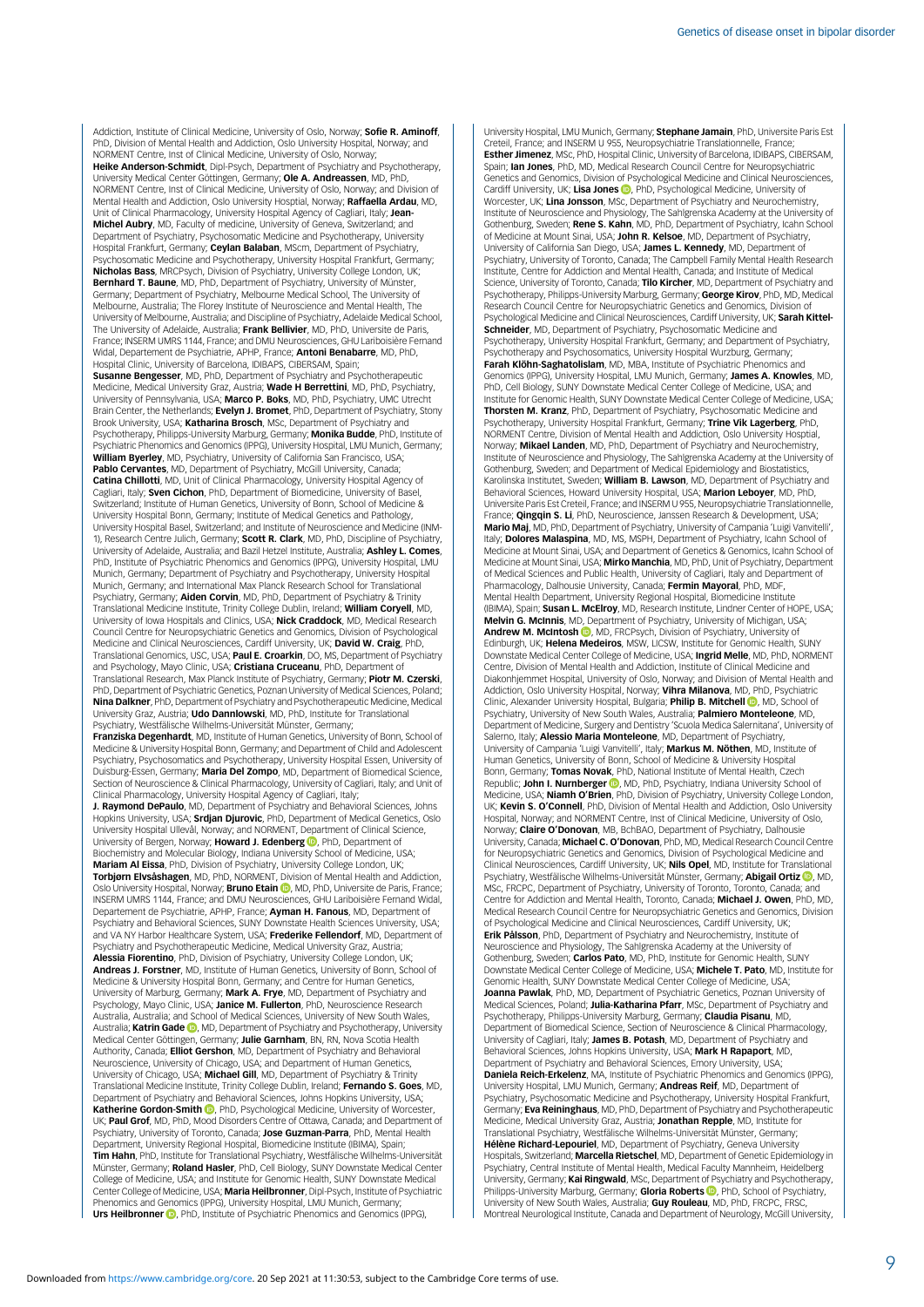Addiction, Institute of Clinical Medicine, University of Oslo, Norway; **Sofie R. Aminoff**, PhD, Division of Mental Health and Addiction, Oslo University Hospital, Norway; and NORMENT Centre, Inst of Clinical Medicine, University of Oslo, Norway;
**Heike Anderson-Schmidt**, Dipl-Psych, Department of Psychiatry and Psychotherapy, University Medical Center Göttingen, Germany; **Ole A. Andreassen**, MD, PhD, NORMENT Centre, Inst of Clinical Medicine, University of Oslo, Norway; and Division of Mental Health and Addiction, Oslo University Hospital, Norway; **Raffaella Ardau**, MD, Unit of Clinical Pharmacology, University Hospital Agency of Cagliari, Italy; **Jean-Michel Aubry**, MD, Faculty of medicine, University of Geneva, Switzerland; and Department of Psychiatry, Psychosomatic Medicine and Psychotherapy, University Hospital Frankfurt, Germany; **Ceylan Balaban**, MScm, Department of Psychiatry, Psychosomatic Medicine and Psychotherapy, University Hospital Frankfurt, Germany; **Nicholas Bass**, MRCPsych, Division of Psychiatry, University College London, UK; **Bernhard T. Baune**, MD, PhD, Department of Psychiatry, University of Münster, Germany; Department of Psychiatry, Melbourne Medical School, The University of Melbourne, Australia; The Florey Institute of Neuroscience and Mental Health, The University of Melbourne, Australia; and Discipline of Psychiatry, Adelaide Medical School, The University of Adelaide, Australia; **Frank Bellivier**, MD, PhD, Universite de Paris, France; INSERM UMRS 1144, France; and DMU Neurosciences, GHU Lariboisière Fernand Widal, Departement de Psychiatrie, APHP, France; **Antoni Benabarre**, MD, PhD, Hospital Clinic, University of Barcelona, IDIBAPS, CIBERSAM, Spain;
**Susanne Bengesser**, MD, PhD, Department of Psychiatry and Psychotherapeutic Medicine, Medical University Graz, Austria; **Wade H Berrettini**, MD, PhD, Psychiatry, University of Pennsylvania, USA; **Marco P. Boks**, MD, PhD, Psychiatry, UMC Utrecht Brain Center, the Netherlands; **Evelyn J. Bromet**, PhD, Department of Psychiatry, Stony Brook University, USA; **Katharina Brosch**, MSc, Department of Psychiatry and Psychotherapy, Philipps-University Marburg, Germany; **Monika Budde**, PhD, Institute of Psychiatric Phenomics and Genomics (IPPG), University Hospital, LMU Munich, Germany; **William Byerley**, MD, Psychiatry, University of California San Francisco, USA; **Pablo Cervantes**, MD, Department of Psychiatry, McGill University, Canada; **Catina Chillotti**, MD, Unit of Clinical Pharmacology, University Hospital Agency of Cagliari, Italy; **Sven Cichon**, PhD, Department of Biomedicine, University of Basel, Switzerland; Institute of Human Genetics, University of Bonn, School of Medicine & University Hospital Bonn, Germany; Institute of Medical Genetics and Pathology, University Hospital Basel, Switzerland; and Institute of Neuroscience and Medicine (INM-1), Research Centre Julich, Germany; **Scott R. Clark**, MD, PhD, Discipline of Psychiatry, University of Adelaide, Australia; and Bazil Hetzel Institute, Australia; **Ashley L. Comes**, PhD, Institute of Psychiatric Phenomics and Genomics (IPPG), University Hospital, LMU Munich, Germany; Department of Psychiatry and Psychotherapy, University Hospital Munich, Germany; and International Max Planck Research School for Translational Psychiatry, Germany; **Aiden Corvin**, MD, PhD, Department of Psychiatry & Trinity Translational Medicine Institute, Trinity College Dublin, Ireland; **William Coryell**, MD, University of Iowa Hospitals and Clinics, USA; **Nick Craddock**, MD, Medical Research Council Centre for Neuropsychiatric Genetics and Genomics, Division of Psychological Medicine and Clinical Neurosciences, Cardiff University, UK; **David W. Craig**, PhD, Translational Genomics, USC, USA; **Paul E. Croarkin**, DO, MS, Department of Psychiatry and Psychology, Mayo Clinic, USA; **Cristiana Cruceanu**, PhD, Department of Translational Research, Max Planck Institute of Psychiatry, Germany; **Piotr M. Czerski**, PhD, Department of Psychiatric Genetics, Poznan University of Medical Sciences, Poland; **Nina Dalkner**, PhD, Department of Psychiatry and Psychotherapeutic Medicine, Medical University Graz, Austria; **Udo Dannlowski**, MD, PhD, Institute for Translational Psychiatry, Westfälische Wilhelms-Universität Münster, Germany;
**Franziska Degenhardt**, MD, Institute of Human Genetics, University of Bonn, School of Medicine & University Hospital Bonn, Germany; and Department of Child and Adolescent Psychiatry, Psychosomatics and Psychotherapy, University Hospital Essen, University of Duisburg-Essen, Germany; **Maria Del Zompo**, MD, Department of Biomedical Science, Section of Neuroscience & Clinical Pharmacology, University of Cagliari, Italy; and Unit of Clinical Pharmacology, University Hospital Agency of Cagliari, Italy;
**J. Raymond DePaulo**, MD, Department of Psychiatry and Behavioral Sciences, Johns Hopkins University, USA; **Srdjan Djurovic**, PhD, Department of Medical Genetics, Oslo University Hospital Ullevål, Norway; and NORMENT, Department of Clinical Science, University of Bergen, Norway; **Howard J. Edenberg**, PhD, Department of Biochemistry and Molecular Biology, Indiana University School of Medicine, USA; **Mariam Al Eissa**, PhD, Division of Psychiatry, University College London, UK; **Torbjørn Elvsåshagen**, MD, PhD, NORMENT, Division of Mental Health and Addiction, Oslo University Hospital, Norway; **Bruno Etain**, MD, PhD, Universite de Paris, France; INSERM UMRS 1144, France; and DMU Neurosciences, GHU Lariboisière Fernand Widal, Departement de Psychiatrie, APHP, France; **Ayman H. Fanous**, MD, Department of Psychiatry and Behavioral Sciences, SUNY Downstate Health Sciences University, USA; and VA NY Harbor Healthcare System, USA; **Frederike Fellendorf**, MD, Department of Psychiatry and Psychotherapeutic Medicine, Medical University Graz, Austria; **Alessia Fiorentino**, PhD, Division of Psychiatry, University College London, UK; **Andreas J. Forstner**, MD, Institute of Human Genetics, University of Bonn, School of Medicine & University Hospital Bonn, Germany; and Centre for Human Genetics, University of Marburg, Germany; **Mark A. Frye**, MD, Department of Psychiatry and Psychology, Mayo Clinic, USA; **Janice M. Fullerton**, PhD, Neuroscience Research Australia, Australia; and School of Medical Sciences, University of New South Wales, Australia; **Katrin Gade**, MD, Department of Psychiatry and Psychotherapy, University Medical Center Göttingen, Germany; **Julie Garnham**, BN, RN, Nova Scotia Health Authority, Canada; **Elliot Gershon**, MD, Department of Psychiatry and Behavioral Neuroscience, University of Chicago, USA; and Department of Human Genetics, University of Chicago, USA; **Michael Gill**, MD, Department of Psychiatry & Trinity Translational Medicine Institute, Trinity College Dublin, Ireland; **Fernando S. Goes**, MD, Department of Psychiatry and Behavioral Sciences, Johns Hopkins University, USA; **Katherine Gordon-Smith**, PhD, Psychological Medicine, University of Worcester, UK; **Paul Grof**, MD, PhD, Mood Disorders Centre of Ottawa, Canada; and Department of Psychiatry, University of Toronto, Canada; **Jose Guzman-Parra**, PhD, Mental Health Department, University Regional Hospital, Biomedicine Institute (IBIMA), Spain; **Tim Hahn**, PhD, Institute for Translational Psychiatry, Westfälische Wilhelms-Universität Münster, Germany; **Roland Hasler**, PhD, Cell Biology, SUNY Downstate Medical Center College of Medicine, USA; and Institute for Genomic Health, SUNY Downstate Medical Center College of Medicine, USA; **Maria Heilbronner**, Dipl-Psych, Institute of Psychiatric Phenomics and Genomics (IPPG), University Hospital, LMU Munich, Germany; **Urs Heilbronner**, PhD, Institute of Psychiatric Phenomics and Genomics (IPPG), University Hospital, LMU Munich, Germany; **Stephane Jamain**, PhD, Universite Paris Est Creteil, France; and INSERM U 955, Neuropsychiatrie Translationnelle, France; **Esther Jimenez**, MSc, PhD, Hospital Clinic, University of Barcelona, IDIBAPS, CIBERSAM, Spain; **Ian Jones**, PhD, MD, Medical Research Council Centre for Neuropsychiatric Genetics and Genomics, Division of Psychological Medicine and Clinical Neurosciences, Cardiff University, UK; **Lisa Jones**, PhD, Psychological Medicine, University of Worcester, UK; **Lina Jonsson**, MSc, Department of Psychiatry and Neurochemistry, Institute of Neuroscience and Physiology, The Sahlgrenska Academy at the University of Gothenburg, Sweden; **Rene S. Kahn**, MD, PhD, Department of Psychiatry, Icahn School of Medicine at Mount Sinai, USA; **John R. Kelsoe**, MD, Department of Psychiatry, University of California San Diego, USA; **James L. Kennedy**, MD, Department of Psychiatry, University of Toronto, Canada; The Campbell Family Mental Health Research Institute, Centre for Addiction and Mental Health, Canada; and Institute of Medical Science, University of Toronto, Canada; **Tilo Kircher**, MD, Department of Psychiatry and Psychotherapy, Philipps-University Marburg, Germany; **George Kirov**, PhD, MD, Medical Research Council Centre for Neuropsychiatric Genetics and Genomics, Division of Psychological Medicine and Clinical Neurosciences, Cardiff University, UK; **Sarah Kittel-Schneider**, MD, Department of Psychiatry, Psychosomatic Medicine and Psychotherapy, University Hospital Frankfurt, Germany; and Department of Psychiatry, Psychotherapy and Psychosomatics, University Hospital Wurzburg, Germany; **Farah Klöhn-Saghatolislam**, MD, MBA, Institute of Psychiatric Phenomics and Genomics (IPPG), University Hospital, LMU Munich, Germany; **James A. Knowles**, MD, PhD, Cell Biology, SUNY Downstate Medical Center College of Medicine, USA; and Institute for Genomic Health, SUNY Downstate Medical Center College of Medicine, USA; **Thorsten M. Kranz**, PhD, Department of Psychiatry, Psychosomatic Medicine and Psychotherapy, University Hospital Frankfurt, Germany; **Trine Vik Lagerberg**, PhD, NORMENT Centre, Division of Mental Health and Addiction, Oslo University Hospital, Norway; **Mikael Landen**, MD, PhD, Department of Psychiatry and Neurochemistry, Institute of Neuroscience and Physiology, The Sahlgrenska Academy at the University of Gothenburg, Sweden; and Department of Medical Epidemiology and Biostatistics, Karolinska Institutet, Sweden; **William B. Lawson**, MD, Department of Psychiatry and Behavioral Sciences, Howard University Hospital, USA; **Marion Leboyer**, MD, PhD, Universite Paris Est Creteil, France; and INSERM U 955, Neuropsychiatrie Translationnelle, France; **Qingqin S. Li**, PhD, Neuroscience, Janssen Research & Development, USA; **Mario Maj**, MD, PhD, Department of Psychiatry, University of Campania 'Luigi Vanvitelli', Italy; **Dolores Malaspina**, MD, MS, MSPH, Department of Psychiatry, Icahn School of Medicine at Mount Sinai, USA; and Department of Genetics & Genomics, Icahn School of Medicine at Mount Sinai, USA; **Mirko Manchia**, MD, PhD, Unit of Psychiatry, Department of Medical Sciences and Public Health, University of Cagliari, Italy and Department of Pharmacology, Dalhousie University, Canada; **Fermin Mayoral**, PhD, MDF, Mental Health Department, University Regional Hospital, Biomedicine Institute (IBIMA), Spain; **Susan L. McElroy**, MD, Research Institute, Lindner Center of HOPE, USA; **Melvin G. McInnis**, MD, Department of Psychiatry, University of Michigan, USA; **Andrew M. McIntosh**, MD, FRCPsych, Division of Psychiatry, University of Edinburgh, UK; **Helena Medeiros**, MSW, LICSW, Institute for Genomic Health, SUNY Downstate Medical Center College of Medicine, USA; **Ingrid Melle**, MD, PhD, NORMENT Centre, Division of Mental Health and Addiction, Institute of Clinical Medicine and Diakonhjemmet Hospital, University of Oslo, Norway; and Division of Mental Health and Addiction, Oslo University Hospital, Norway; **Vihra Milanova**, MD, PhD, Psychiatric Clinic, Alexander University Hospital, Bulgaria; **Philip B. Mitchell**, MD, School of Psychiatry, University of New South Wales, Australia; **Palmiero Monteleone**, MD, Department of Medicine, Surgery and Dentistry 'Scuola Medica Salernitana', University of Salerno, Italy; **Alessio Maria Monteleone**, MD, Department of Psychiatry, University of Campania 'Luigi Vanvitelli', Italy; **Markus M. Nöthen**, MD, Institute of Human Genetics, University of Bonn, School of Medicine & University Hospital Bonn, Germany; **Tomas Novak**, PhD, National Institute of Mental Health, Czech Republic; **John I. Nurnberger**, MD, PhD, Psychiatry, Indiana University School of Medicine, USA; **Niamh O'Brien**, PhD, Division of Psychiatry, University College London, UK; **Kevin S. O'Connell**, PhD, Division of Mental Health and Addiction, Oslo University Hospital, Norway; and NORMENT Centre, Inst of Clinical Medicine, University of Oslo, Norway; **Claire O'Donovan**, MB, BchBAO, Department of Psychiatry, Dalhousie University, Canada; **Michael C. O'Donovan**, PhD, MD, Medical Research Council Centre for Neuropsychiatric Genetics and Genomics, Division of Psychological Medicine and Clinical Neurosciences, Cardiff University, UK; **Nils Opel**, MD, Institute for Translational Psychiatry, Westfälische Wilhelms-Universität Münster, Germany; **Abigail Ortiz**, MD, MSc, FRCPC, Department of Psychiatry, University of Toronto, Toronto, Canada; and Centre for Addiction and Mental Health, Toronto, Canada; **Michael J. Owen**, PhD, MD, Medical Research Council Centre for Neuropsychiatric Genetics and Genomics, Division of Psychological Medicine and Clinical Neurosciences, Cardiff University, UK;
**Erik Pålsson**, PhD, Department of Psychiatry and Neurochemistry, Institute of Neuroscience and Physiology, The Sahlgrenska Academy at the University of Gothenburg, Sweden; **Carlos Pato**, MD, PhD, Institute for Genomic Health, SUNY Downstate Medical Center College of Medicine, USA; **Michele T. Pato**, MD, Institute for Genomic Health, SUNY Downstate Medical Center College of Medicine, USA;
**Joanna Pawlak**, PhD, MD, Department of Psychiatric Genetics, Poznan University of Medical Sciences, Poland; **Julia-Katharina Pfarr**, MSc, Department of Psychiatry and Psychotherapy, Philipps-University Marburg, Germany; **Claudia Pisanu**, MD, Department of Biomedical Science, Section of Neuroscience & Clinical Pharmacology, University of Cagliari, Italy; **James B. Potash**, MD, Department of Psychiatry and Behavioral Sciences, Johns Hopkins University, USA; **Mark H Rapaport**, MD, Department of Psychiatry and Behavioral Sciences, Emory University, USA;
**Daniela Reich-Erkelenz**, MA, Institute of Psychiatric Phenomics and Genomics (IPPG), University Hospital, LMU Munich, Germany; **Andreas Reif**, MD, Department of Psychiatry, Psychosomatic Medicine and Psychotherapy, University Hospital Frankfurt, Germany; **Eva Reininghaus**, MD, PhD, Department of Psychiatry and Psychotherapeutic Medicine, Medical University Graz, Austria; **Jonathan Repple**, MD, Institute for Translational Psychiatry, Westfälische Wilhelms-Universität Münster, Germany;
**Hélène Richard-Lepouriel**, MD, Department of Psychiatry, Geneva University Hospitals, Switzerland; **Marcella Rietschel**, MD, Department of Genetic Epidemiology in Psychiatry, Central Institute of Mental Health, Medical Faculty Mannheim, Heidelberg University, Germany; **Kai Ringwald**, MSc, Department of Psychiatry and Psychotherapy, Philipps-University Marburg, Germany; **Gloria Roberts**, PhD, School of Psychiatry, University of New South Wales, Australia; **Guy Rouleau**, MD, PhD, FRCPC, FRSC, Montreal Neurological Institute, Canada and Department of Neurology, McGill University,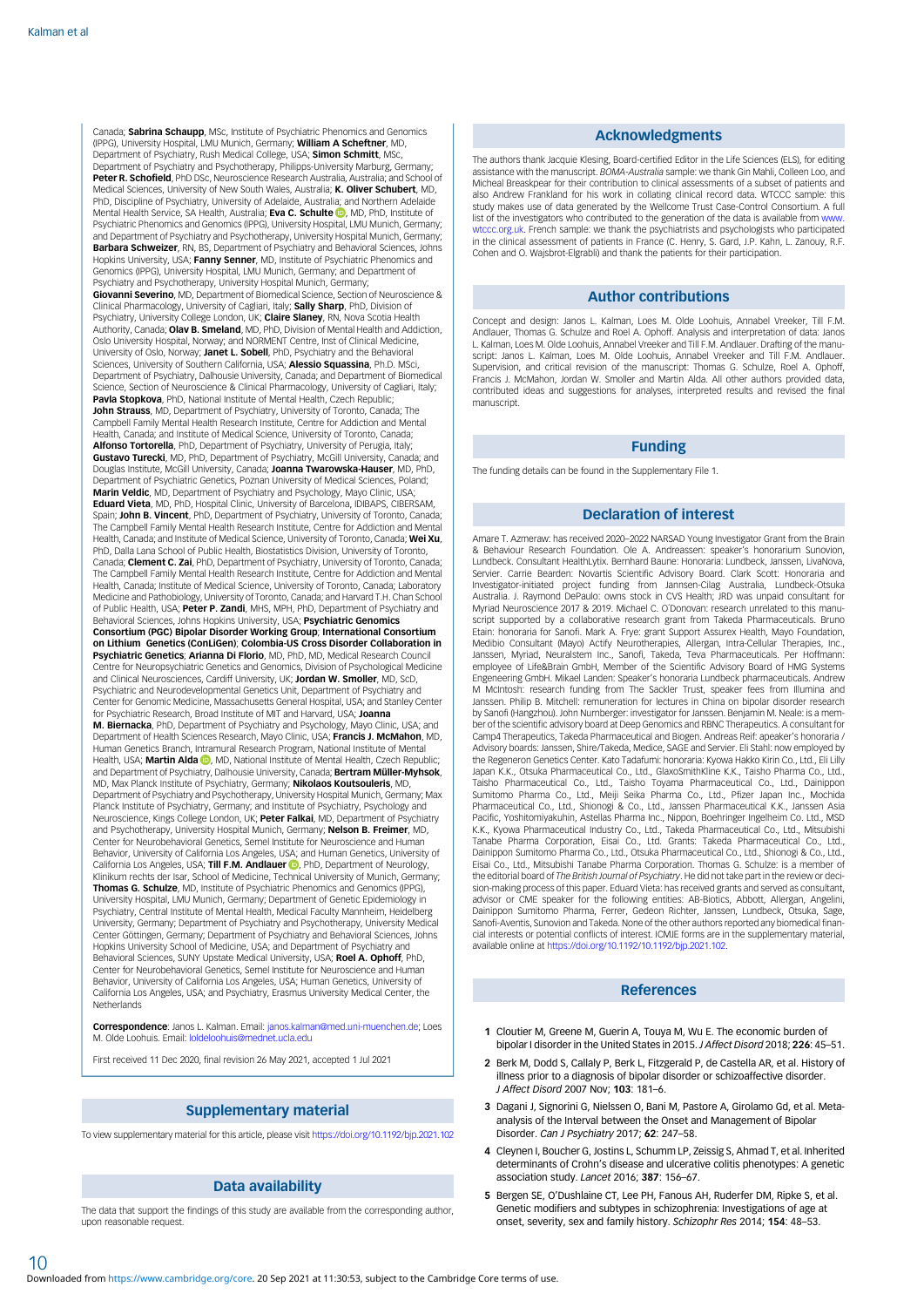Canada; **Sabrina Schaupp**, MSc, Institute of Psychiatric Phenomics and Genomics (IPPG), University Hospital, LMU Munich, Germany; **William A Scheftner**, MD, Department of Psychiatry, Rush Medical College, USA; **Simon Schmitt**, MSc, Department of Psychiatry and Psychotherapy, Philipps-University Marburg, Germany; **Peter R. Schofield**, PhD DSc, Neuroscience Research Australia, Australia; and School of Medical Sciences, University of New South Wales, Australia; **K. Oliver Schubert**, MD, PhD, Discipline of Psychiatry, University of Adelaide, Australia; and Northern Adelaide Mental Health Service, SA Health, Australia; **Eva C. Schulte**, MD, PhD, Institute of Psychiatric Phenomics and Genomics (IPPG), University Hospital, LMU Munich, Germany; and Department of Psychiatry and Psychotherapy, University Hospital Munich, Germany; **Barbara Schweizer**, RN, BS, Department of Psychiatry and Behavioral Sciences, Johns Hopkins University, USA; **Fanny Senner**, MD, Institute of Psychiatric Phenomics and Genomics (IPPG), University Hospital, LMU Munich, Germany; and Department of Psychiatry and Psychotherapy, University Hospital Munich, Germany; **Giovanni Severino**, MD, Department of Biomedical Science, Section of Neuroscience & Clinical Pharmacology, University of Cagliari, Italy; **Sally Sharp**, PhD, Division of Psychiatry, University College London, UK; **Claire Slaney**, RN, Nova Scotia Health Authority, Canada; **Olav B. Smeland**, MD, PhD, Division of Mental Health and Addiction, Oslo University Hospital, Norway; and NORMENT Centre, Inst of Clinical Medicine, University of Oslo, Norway; **Janet L. Sobell**, PhD, Psychiatry and the Behavioral Sciences, University of Southern California, USA; **Alessio Squassina**, Ph.D. MSci, Department of Psychiatry, Dalhousie University, Canada; and Department of Biomedical Science, Section of Neuroscience & Clinical Pharmacology, University of Cagliari, Italy; **Pavla Stopkova**, PhD, National Institute of Mental Health, Czech Republic; **John Strauss**, MD, Department of Psychiatry, University of Toronto, Canada; The Campbell Family Mental Health Research Institute, Centre for Addiction and Mental Health, Canada; and Institute of Medical Science, University of Toronto, Canada; **Alfonso Tortorella**, PhD, Department of Psychiatry, University of Perugia, Italy; **Gustavo Turecki**, MD, PhD, Department of Psychiatry, McGill University, Canada; and Douglas Institute, McGill University, Canada; **Joanna Twarowska-Hauser**, MD, PhD, Department of Psychiatric Genetics, Poznan University of Medical Sciences, Poland; **Marin Veldic**, MD, Department of Psychiatry and Psychology, Mayo Clinic, USA; **Eduard Vieta**, MD, PhD, Hospital Clinic, University of Barcelona, IDIBAPS, CIBERSAM, Spain; **John B. Vincent**, PhD, Department of Psychiatry, University of Toronto, Canada; The Campbell Family Mental Health Research Institute, Centre for Addiction and Mental Health, Canada; and Institute of Medical Science, University of Toronto, Canada; **Wei Xu**, PhD, Dalla Lana School of Public Health, Biostatistics Division, University of Toronto, Canada; **Clement C. Zai**, PhD, Department of Psychiatry, University of Toronto, Canada; The Campbell Family Mental Health Research Institute, Centre for Addiction and Mental Health, Canada; Institute of Medical Science, University of Toronto, Canada; Laboratory Medicine and Pathobiology, University of Toronto, Canada; and Harvard T.H. Chan School of Public Health, USA; **Peter P. Zandi**, MHS, MPH, PhD, Department of Psychiatry and Behavioral Sciences, Johns Hopkins University, USA; **Psychiatric Genomics Consortium (PGC) Bipolar Disorder Working Group**; **International Consortium on Lithium Genetics (ConLiGen)**; **Colombia-US Cross Disorder Collaboration in Psychiatric Genetics**; **Arianna Di Florio**, MD, PhD, MD, Medical Research Council Centre for Neuropsychiatric Genetics and Genomics, Division of Psychological Medicine and Clinical Neurosciences, Cardiff University, UK; **Jordan W. Smoller**, MD, ScD, Psychiatric and Neurodevelopmental Genetics Unit, Department of Psychiatry and Center for Genomic Medicine, Massachusetts General Hospital, USA; and Stanley Center for Psychiatric Research, Broad Institute of MIT and Harvard, USA; **Joanna M. Biernacka**, PhD, Department of Psychiatry and Psychology, Mayo Clinic, USA; and Department of Health Sciences Research, Mayo Clinic, USA; **Francis J. McMahon**, MD, Human Genetics Branch, Intramural Research Program, National Institute of Mental Health, USA; **Martin Alda**, MD, National Institute of Mental Health, Czech Republic; and Department of Psychiatry, Dalhousie University, Canada; **Bertram Müller-Myhsok**, MD, Max Planck Institute of Psychiatry, Germany; **Nikolaos Koutsouleris**, MD, Department of Psychiatry and Psychotherapy, University Hospital Munich, Germany; Max Planck Institute of Psychiatry, Germany; and Institute of Psychiatry, Psychology and Neuroscience, Kings College London, UK; **Peter Falkai**, MD, Department of Psychiatry and Psychotherapy, University Hospital Munich, Germany; **Nelson B. Freimer**, MD, Center for Neurobehavioral Genetics, Semel Institute for Neuroscience and Human Behavior, University of California Los Angeles, USA; and Human Genetics, University of California Los Angeles, USA; **Till F.M. Andlauer**, PhD, Department of Neurology, Klinikum rechts der Isar, School of Medicine, Technical University of Munich, Germany; **Thomas G. Schulze**, MD, Institute of Psychiatric Phenomics and Genomics (IPPG), University Hospital, LMU Munich, Germany; Department of Genetic Epidemiology in Psychiatry, Central Institute of Mental Health, Medical Faculty Mannheim, Heidelberg University, Germany; Department of Psychiatry and Psychotherapy, University Medical Center Göttingen, Germany; Department of Psychiatry and Behavioral Sciences, Johns Hopkins University School of Medicine, USA; and Department of Psychiatry and Behavioral Sciences, SUNY Upstate Medical University, USA; **Roel A. Ophoff**, PhD, Center for Neurobehavioral Genetics, Semel Institute for Neuroscience and Human Behavior, University of California Los Angeles, USA; Human Genetics, University of California Los Angeles, USA; and Psychiatry, Erasmus University Medical Center, the Netherlands

**Correspondence**: Janos L. Kalman. Email: janos.kalman@med.uni-muenchen.de; Loes M. Olde Loohuis. Email: loldeloohuis@mednet.ucla.edu

First received 11 Dec 2020, final revision 26 May 2021, accepted 1 Jul 2021

## Supplementary material

To view supplementary material for this article, please visit https://doi.org/10.1192/bjp.2021.102

## Data availability

The data that support the findings of this study are available from the corresponding author, upon reasonable request.

## Acknowledgments

The authors thank Jacquie Klesing, Board-certified Editor in the Life Sciences (ELS), for editing assistance with the manuscript. *BOMA-Australia* sample: we thank Gin Mahli, Colleen Loo, and Micheal Breakspear for their contribution to clinical assessments of a subset of patients and also Andrew Frankland for his work in collating clinical record data. WTCCC sample: this study makes use of data generated by the Wellcome Trust Case-Control Consortium. A full list of the investigators who contributed to the generation of the data is available from www.wtccc.org.uk. French sample: we thank the psychiatrists and psychologists who participated in the clinical assessment of patients in France (C. Henry, S. Gard, J.P. Kahn, L. Zanouy, R.F. Cohen and O. Wajsbrot-Elgrabli) and thank the patients for their participation.

## Author contributions

Concept and design: Janos L. Kalman, Loes M. Olde Loohuis, Annabel Vreeker, Till F.M. Andlauer, Thomas G. Schulze and Roel A. Ophoff. Analysis and interpretation of data: Janos L. Kalman, Loes M. Olde Loohuis, Annabel Vreeker and Till F.M. Andlauer. Drafting of the manuscript: Janos L. Kalman, Loes M. Olde Loohuis, Annabel Vreeker and Till F.M. Andlauer. Supervision, and critical revision of the manuscript: Thomas G. Schulze, Roel A. Ophoff, Francis J. McMahon, Jordan W. Smoller and Martin Alda. All other authors provided data, contributed ideas and suggestions for analyses, interpreted results and revised the final manuscript.

## Funding

The funding details can be found in the Supplementary File 1.

## Declaration of interest

Amare T. Azmeraw: has received 2020–2022 NARSAD Young Investigator Grant from the Brain & Behaviour Research Foundation. Ole A. Andreassen: speaker's honorarium Sunovion, Lundbeck. Consultant HealthLytix. Bernhard Baune: Honoraria: Lundbeck, Janssen, LivaNova, Servier. Carrie Bearden: Novartis Scientific Advisory Board. Clark Scott: Honoraria and Investigator-initiated project funding from Jannsen-Cilag Australia, Lundbeck-Otsuka Australia. J. Raymond DePaulo: owns stock in CVS Health; JRD was unpaid consultant for Myriad Neuroscience 2017 & 2019. Michael C. O'Donovan: research unrelated to this manuscript supported by a collaborative research grant from Takeda Pharmaceuticals. Bruno Etain: honoraria for Sanofi. Mark A. Frye: grant Support Assurex Health, Mayo Foundation, Medibio Consultant (Mayo) Actify Neurotherapies, Allergan, Intra-Cellular Therapies, Inc., Janssen, Myriad, Neuralstem Inc., Sanofi, Takeda, Teva Pharmaceuticals. Per Hoffmann: employee of Life&Brain GmbH, Member of the Scientific Advisory Board of HMG Systems Engeneering GmbH. Mikael Landen: Speaker's honoraria Lundbeck pharmaceuticals. Andrew M McIntosh: research funding from The Sackler Trust, speaker fees from Illumina and Janssen. Philip B. Mitchell: remuneration for lectures in China on bipolar disorder research by Sanofi (Hangzhou). John Nurnberger: investigator for Janssen. Benjamin M. Neale: is a member of the scientific advisory board at Deep Genomics and RBNC Therapeutics. A consultant for Camp4 Therapeutics, Takeda Pharmaceutical and Biogen. Andreas Reif: speaker's honoraria / Advisory boards: Janssen, Shire/Takeda, Medice, SAGE and Servier. Eli Stahl: now employed by the Regeneron Genetics Center. Kato Tadafumi: honoraria: Kyowa Hakko Kirin Co., Ltd., Eli Lilly Japan K.K., Otsuka Pharmaceutical Co., Ltd., GlaxoSmithKline K.K., Taisho Pharma Co., Ltd., Taisho Toyama Pharmaceutical Co., Ltd., Meiji Seika Pharma Co., Ltd., Pfizer Japan Inc., Mochida Pharmaceutical Co., Ltd., Shionogi & Co., Ltd., Janssen Pharmaceutical K.K., Janssen Asia Pacific, Yoshitomiyakuhin, Astellas Pharma Inc., Nippon, Boehringer Ingelheim Co. Ltd., MSD K.K., Kyowa Pharmaceutical Industry Co., Ltd., Takeda Pharmaceutical Co., Ltd., Mitsubishi Tanabe Pharma Corporation, Eisai Co., Ltd. Grants: Takeda Pharmaceutical Co., Ltd., Dainippon Sumitomo Pharma Co., Ltd., Otsuka Pharmaceutical Co., Ltd., Shionogi & Co., Ltd., Eisai Co., Ltd., Mitsubishi Tanabe Pharma Corporation. Thomas G. Schulze: is a member of the editorial board of *The British Journal of Psychiatry*. He did not take part in the review or decision-making process of this paper. Eduard Vieta: has received grants and served as consultant, advisor or CME speaker for the following entities: AB-Biotics, Abbott, Allergan, Angelini, Dainippon Sumitomo Pharma, Ferrer, Gedeon Richter, Janssen, Lundbeck, Otsuka, Sage, Sanofi-Aventis, Sunovion and Takeda. None of the other authors reported any biomedical financial interests or potential conflicts of interest. ICMJE forms are in the supplementary material, available online at https://doi.org/10.1192/bjp.2021.102.

## References

1. Cloutier M, Greene M, Guerin A, Touya M, Wu E. The economic burden of bipolar I disorder in the United States in 2015. *J Affect Disord* 2018; **226**: 45–51.
2. Berk M, Dodd S, Callaly P, Berk L, Fitzgerald P, de Castella AR, et al. History of illness prior to a diagnosis of bipolar disorder or schizoaffective disorder. *J Affect Disord* 2007 Nov; **103**: 181–6.
3. Dagani J, Signorini G, Nielssen O, Bani M, Pastore A, Girolamo Gd, et al. Meta-analysis of the Interval between the Onset and Management of Bipolar Disorder. *Can J Psychiatry* 2017; **62**: 247–58.
4. Cleynen I, Boucher G, Jostins L, Schumm LP, Zeissig S, Ahmad T, et al. Inherited determinants of Crohn's disease and ulcerative colitis phenotypes: A genetic association study. *Lancet* 2016; **387**: 156–67.
5. Bergen SE, O'Dushlaine CT, Lee PH, Fanous AH, Ruderfer DM, Ripke S, et al. Genetic modifiers and subtypes in schizophrenia: Investigations of age at onset, severity, sex and family history. *Schizophr Res* 2014; **154**: 48–53.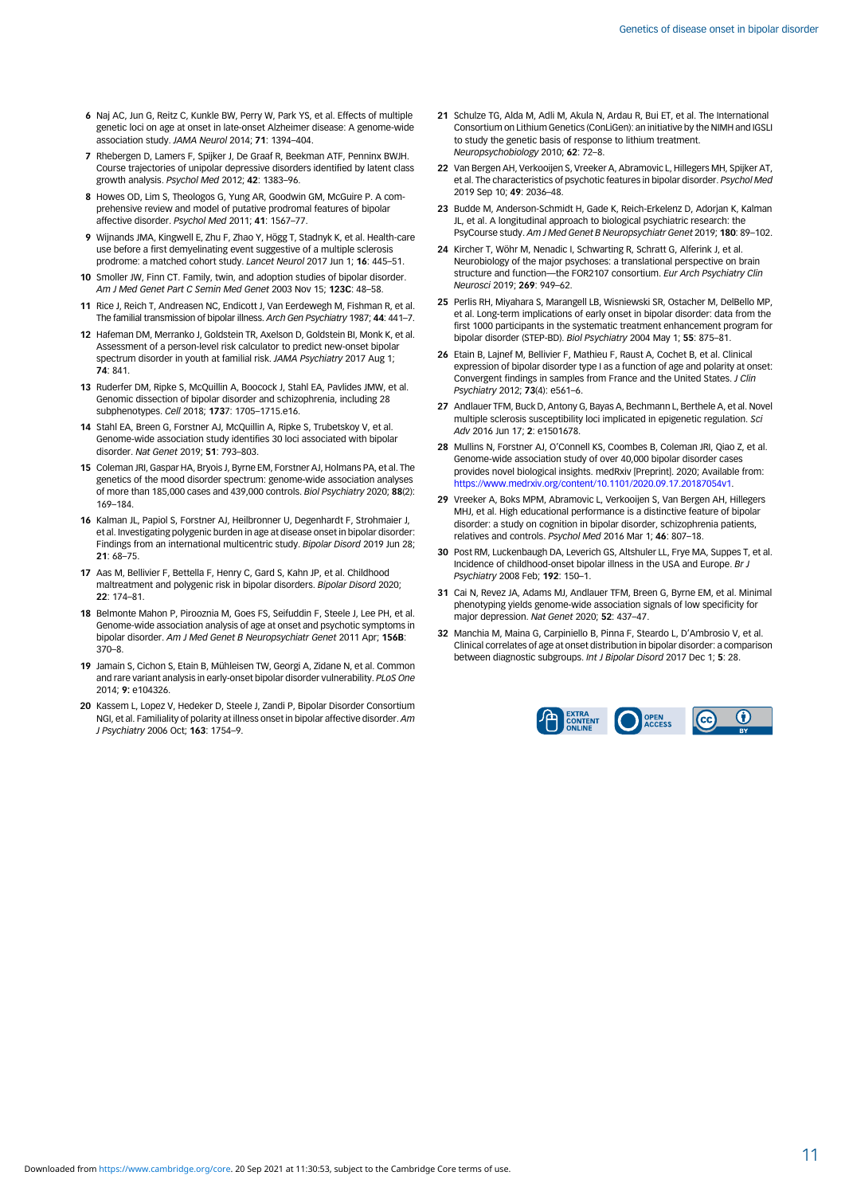6 Naj AC, Jun G, Reitz C, Kunkle BW, Perry W, Park YS, et al. Effects of multiple genetic loci on age at onset in late-onset Alzheimer disease: A genome-wide association study. *JAMA Neurol* 2014; **71**: 1394–404.

7 Rhebergen D, Lamers F, Spijker J, De Graaf R, Beekman ATF, Penninx BWJH. Course trajectories of unipolar depressive disorders identified by latent class growth analysis. *Psychol Med* 2012; **42**: 1383–96.

8 Howes OD, Lim S, Theologos G, Yung AR, Goodwin GM, McGuire P. A comprehensive review and model of putative prodromal features of bipolar affective disorder. *Psychol Med* 2011; **41**: 1567–77.

9 Wijnands JMA, Kingwell E, Zhu F, Zhao Y, Högg T, Stadnyk K, et al. Health-care use before a first demyelinating event suggestive of a multiple sclerosis prodrome: a matched cohort study. *Lancet Neurol* 2017 Jun 1; **16**: 445–51.

10 Smoller JW, Finn CT. Family, twin, and adoption studies of bipolar disorder. *Am J Med Genet Part C Semin Med Genet* 2003 Nov 15; **123C**: 48–58.

11 Rice J, Reich T, Andreasen NC, Endicott J, Van Eerdewegh M, Fishman R, et al. The familial transmission of bipolar illness. *Arch Gen Psychiatry* 1987; **44**: 441–7.

12 Hafeman DM, Merranko J, Goldstein TR, Axelson D, Goldstein BI, Monk K, et al. Assessment of a person-level risk calculator to predict new-onset bipolar spectrum disorder in youth at familial risk. *JAMA Psychiatry* 2017 Aug 1; **74**: 841.

13 Ruderfer DM, Ripke S, McQuillin A, Boocock J, Stahl EA, Pavlides JMW, et al. Genomic dissection of bipolar disorder and schizophrenia, including 28 subphenotypes. *Cell* 2018; **1737**: 1705–1715.e16.

14 Stahl EA, Breen G, Forstner AJ, McQuillin A, Ripke S, Trubetskoy V, et al. Genome-wide association study identifies 30 loci associated with bipolar disorder. *Nat Genet* 2019; **51**: 793–803.

15 Coleman JRI, Gaspar HA, Bryois J, Byrne EM, Forstner AJ, Holmans PA, et al. The genetics of the mood disorder spectrum: genome-wide association analyses of more than 185,000 cases and 439,000 controls. *Biol Psychiatry* 2020; **88**(2): 169–184.

16 Kalman JL, Papiol S, Forstner AJ, Heilbronner U, Degenhardt F, Strohmaier J, et al. Investigating polygenic burden in age at disease onset in bipolar disorder: Findings from an international multicentric study. *Bipolar Disord* 2019 Jun 28; **21**: 68–75.

17 Aas M, Bellivier F, Bettella F, Henry C, Gard S, Kahn JP, et al. Childhood maltreatment and polygenic risk in bipolar disorders. *Bipolar Disord* 2020; **22**: 174–81.

18 Belmonte Mahon P, Pirooznia M, Goes FS, Seifuddin F, Steele J, Lee PH, et al. Genome-wide association analysis of age at onset and psychotic symptoms in bipolar disorder. *Am J Med Genet B Neuropsychiatr Genet* 2011 Apr; **156B**: 370–8.

19 Jamain S, Cichon S, Etain B, Mühleisen TW, Georgi A, Zidane N, et al. Common and rare variant analysis in early-onset bipolar disorder vulnerability. *PLoS One* 2014; **9**: e104326.

20 Kassem L, Lopez V, Hedeker D, Steele J, Zandi P, Bipolar Disorder Consortium NGI, et al. Familiality of polarity at illness onset in bipolar affective disorder. *Am J Psychiatry* 2006 Oct; **163**: 1754–9.

21 Schulze TG, Alda M, Adli M, Akula N, Ardau R, Bui ET, et al. The International Consortium on Lithium Genetics (ConLiGen): an initiative by the NIMH and IGSLI to study the genetic basis of response to lithium treatment. *Neuropsychobiology* 2010; **62**: 72–8.

22 Van Bergen AH, Verkooijen S, Vreeker A, Abramovic L, Hillegers MH, Spijker AT, et al. The characteristics of psychotic features in bipolar disorder. *Psychol Med* 2019 Sep 10; **49**: 2036–48.

23 Budde M, Anderson-Schmidt H, Gade K, Reich-Erkelenz D, Adorjan K, Kalman JL, et al. A longitudinal approach to biological psychiatric research: the PsyCourse study. *Am J Med Genet B Neuropsychiatr Genet* 2019; **180**: 89–102.

24 Kircher T, Wöhr M, Nenadic I, Schwarting R, Schratt G, Alferink J, et al. Neurobiology of the major psychoses: a translational perspective on brain structure and function—the FOR2107 consortium. *Eur Arch Psychiatry Clin Neurosci* 2019; **269**: 949–62.

25 Perlis RH, Miyahara S, Marangell LB, Wisniewski SR, Ostacher M, DelBello MP, et al. Long-term implications of early onset in bipolar disorder: data from the first 1000 participants in the systematic treatment enhancement program for bipolar disorder (STEP-BD). *Biol Psychiatry* 2004 May 1; **55**: 875–81.

26 Etain B, Lajnef M, Bellivier F, Mathieu F, Raust A, Cochet B, et al. Clinical expression of bipolar disorder type I as a function of age and polarity at onset: Convergent findings in samples from France and the United States. *J Clin Psychiatry* 2012; **73**(4): e561–6.

27 Andlauer TFM, Buck D, Antony G, Bayas A, Bechmann L, Berthele A, et al. Novel multiple sclerosis susceptibility loci implicated in epigenetic regulation. *Sci Adv* 2016 Jun 17; **2**: e1501678.

28 Mullins N, Forstner AJ, O'Connell KS, Coombes B, Coleman JRI, Qiao Z, et al. Genome-wide association study of over 40,000 bipolar disorder cases provides novel biological insights. medRxiv [Preprint]. 2020; Available from: https://www.medrxiv.org/content/10.1101/2020.09.17.20187054v1.

29 Vreeker A, Boks MPM, Abramovic L, Verkooijen S, Van Bergen AH, Hillegers MHJ, et al. High educational performance is a distinctive feature of bipolar disorder: a study on cognition in bipolar disorder, schizophrenia patients, relatives and controls. *Psychol Med* 2016 Mar 1; **46**: 807–18.

30 Post RM, Luckenbaugh DA, Leverich GS, Altshuler LL, Frye MA, Suppes T, et al. Incidence of childhood-onset bipolar illness in the USA and Europe. *Br J Psychiatry* 2008 Feb; **192**: 150–1.

31 Cai N, Revez JA, Adams MJ, Andlauer TFM, Breen G, Byrne EM, et al. Minimal phenotyping yields genome-wide association signals of low specificity for major depression. *Nat Genet* 2020; **52**: 437–47.

32 Manchia M, Maina G, Carpiniello B, Pinna F, Steardo L, D'Ambrosio V, et al. Clinical correlates of age at onset distribution in bipolar disorder: a comparison between diagnostic subgroups. *Int J Bipolar Disord* 2017 Dec 1; **5**: 28.